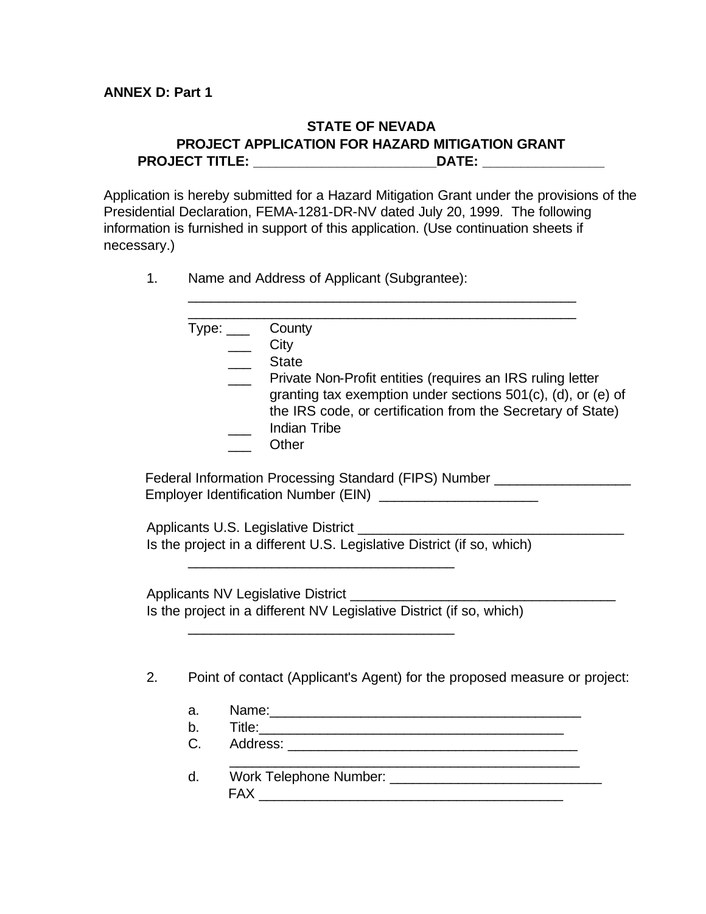**ANNEX D: Part 1**

**STATE OF NEVADA**
**PROJECT APPLICATION FOR HAZARD MITIGATION GRANT**
**PROJECT TITLE: ________________________DATE: ________________**

Application is hereby submitted for a Hazard Mitigation Grant under the provisions of the Presidential Declaration, FEMA-1281-DR-NV dated July 20, 1999. The following information is furnished in support of this application. (Use continuation sheets if necessary.)

1. Name and Address of Applicant (Subgrantee):

   ______________________________________________________
   ______________________________________________________

   Type: ___ County
   ___ City
   ___ State
   ___ Private Non-Profit entities (requires an IRS ruling letter granting tax exemption under sections 501(c), (d), or (e) of the IRS code, or certification from the Secretary of State)
   ___ Indian Tribe
   ___ Other

   Federal Information Processing Standard (FIPS) Number __________________
   Employer Identification Number (EIN) _____________________

   Applicants U.S. Legislative District ____________________________________
   Is the project in a different U.S. Legislative District (if so, which)
   ____________________________________

   Applicants NV Legislative District ____________________________________
   Is the project in a different NV Legislative District (if so, which)
   ____________________________________

2. Point of contact (Applicant's Agent) for the proposed measure or project:

   a. Name:_____________________________________________
   b. Title:_____________________________________________
   C. Address: __________________________________________
   ______________________________________________________
   d. Work Telephone Number: ____________________________
   FAX __________________________________________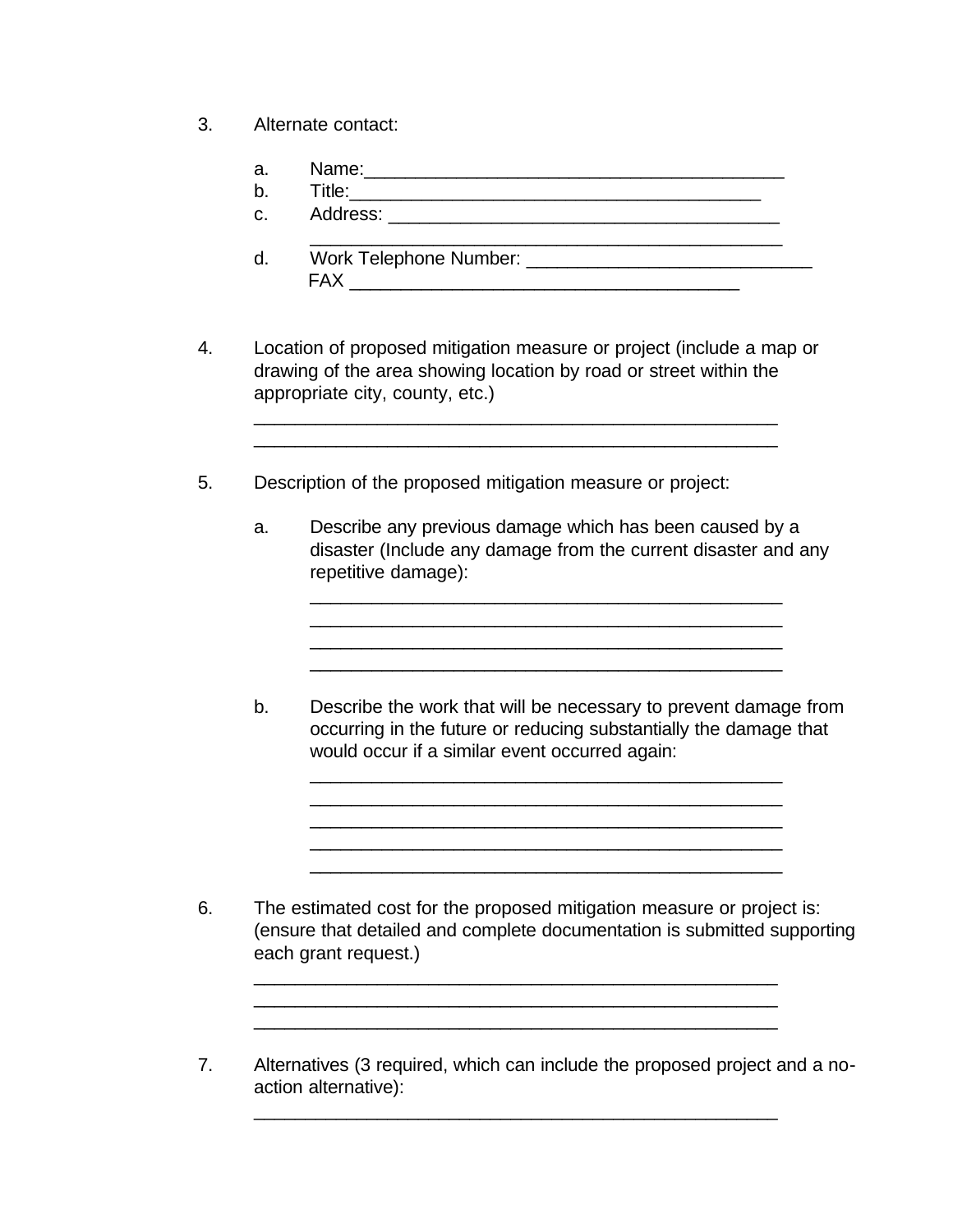3. Alternate contact:

   a. Name:_______________________________________
   b. Title:______________________________________
   c. Address: ____________________________________
   ______________________________________________
   d. Work Telephone Number: ___________________________
   FAX ____________________________________

4. Location of proposed mitigation measure or project (include a map or drawing of the area showing location by road or street within the appropriate city, county, etc.)

   ________________________________________________
   ________________________________________________

5. Description of the proposed mitigation measure or project:

   a. Describe any previous damage which has been caused by a disaster (Include any damage from the current disaster and any repetitive damage):

   ______________________________________________
   ______________________________________________
   ______________________________________________
   ______________________________________________

   b. Describe the work that will be necessary to prevent damage from occurring in the future or reducing substantially the damage that would occur if a similar event occurred again:

   ______________________________________________
   ______________________________________________
   ______________________________________________
   ______________________________________________
   ______________________________________________

6. The estimated cost for the proposed mitigation measure or project is: (ensure that detailed and complete documentation is submitted supporting each grant request.)

   ________________________________________________
   ________________________________________________
   ________________________________________________

7. Alternatives (3 required, which can include the proposed project and a no-action alternative):

   ________________________________________________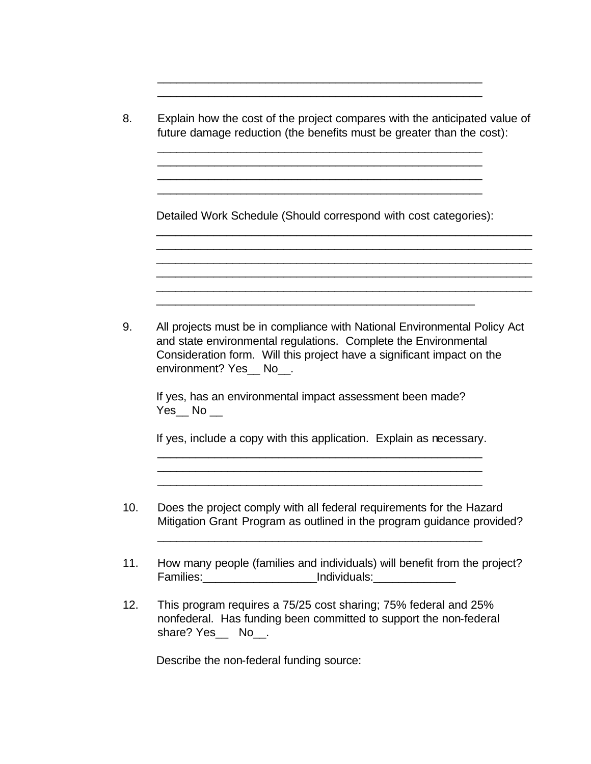\_\_\_\_\_\_\_\_\_\_\_\_\_\_\_\_\_\_\_\_\_\_\_\_\_\_\_\_\_\_\_\_\_\_\_\_\_\_\_\_\_\_\_\_\_\_\_\_\_\_\_
\_\_\_\_\_\_\_\_\_\_\_\_\_\_\_\_\_\_\_\_\_\_\_\_\_\_\_\_\_\_\_\_\_\_\_\_\_\_\_\_\_\_\_\_\_\_\_\_\_\_\_

8. Explain how the cost of the project compares with the anticipated value of future damage reduction (the benefits must be greater than the cost):

   \_\_\_\_\_\_\_\_\_\_\_\_\_\_\_\_\_\_\_\_\_\_\_\_\_\_\_\_\_\_\_\_\_\_\_\_\_\_\_\_\_\_\_\_\_\_\_\_\_\_\_
   \_\_\_\_\_\_\_\_\_\_\_\_\_\_\_\_\_\_\_\_\_\_\_\_\_\_\_\_\_\_\_\_\_\_\_\_\_\_\_\_\_\_\_\_\_\_\_\_\_\_\_
   \_\_\_\_\_\_\_\_\_\_\_\_\_\_\_\_\_\_\_\_\_\_\_\_\_\_\_\_\_\_\_\_\_\_\_\_\_\_\_\_\_\_\_\_\_\_\_\_\_\_\_
   \_\_\_\_\_\_\_\_\_\_\_\_\_\_\_\_\_\_\_\_\_\_\_\_\_\_\_\_\_\_\_\_\_\_\_\_\_\_\_\_\_\_\_\_\_\_\_\_\_\_\_

   Detailed Work Schedule (Should correspond with cost categories):

   \_\_\_\_\_\_\_\_\_\_\_\_\_\_\_\_\_\_\_\_\_\_\_\_\_\_\_\_\_\_\_\_\_\_\_\_\_\_\_\_\_\_\_\_\_\_\_\_\_\_\_\_\_\_\_\_\_\_\_\_
   \_\_\_\_\_\_\_\_\_\_\_\_\_\_\_\_\_\_\_\_\_\_\_\_\_\_\_\_\_\_\_\_\_\_\_\_\_\_\_\_\_\_\_\_\_\_\_\_\_\_\_\_\_\_\_\_\_\_\_\_
   \_\_\_\_\_\_\_\_\_\_\_\_\_\_\_\_\_\_\_\_\_\_\_\_\_\_\_\_\_\_\_\_\_\_\_\_\_\_\_\_\_\_\_\_\_\_\_\_\_\_\_\_\_\_\_\_\_\_\_\_
   \_\_\_\_\_\_\_\_\_\_\_\_\_\_\_\_\_\_\_\_\_\_\_\_\_\_\_\_\_\_\_\_\_\_\_\_\_\_\_\_\_\_\_\_\_\_\_\_\_\_\_\_\_\_\_\_\_\_\_\_
   \_\_\_\_\_\_\_\_\_\_\_\_\_\_\_\_\_\_\_\_\_\_\_\_\_\_\_\_\_\_\_\_\_\_\_\_\_\_\_\_\_\_\_\_\_\_\_\_\_\_\_\_\_\_\_\_\_\_\_\_
   \_\_\_\_\_\_\_\_\_\_\_\_\_\_\_\_\_\_\_\_\_\_\_\_\_\_\_\_\_\_\_\_\_\_\_\_\_\_\_\_\_\_\_\_\_\_\_\_\_\_\_

9. All projects must be in compliance with National Environmental Policy Act and state environmental regulations. Complete the Environmental Consideration form. Will this project have a significant impact on the environment? Yes\_\_ No\_\_.

   If yes, has an environmental impact assessment been made?
   Yes\_\_ No \_\_

   If yes, include a copy with this application. Explain as necessary.

   \_\_\_\_\_\_\_\_\_\_\_\_\_\_\_\_\_\_\_\_\_\_\_\_\_\_\_\_\_\_\_\_\_\_\_\_\_\_\_\_\_\_\_\_\_\_\_\_\_\_\_
   \_\_\_\_\_\_\_\_\_\_\_\_\_\_\_\_\_\_\_\_\_\_\_\_\_\_\_\_\_\_\_\_\_\_\_\_\_\_\_\_\_\_\_\_\_\_\_\_\_\_\_
   \_\_\_\_\_\_\_\_\_\_\_\_\_\_\_\_\_\_\_\_\_\_\_\_\_\_\_\_\_\_\_\_\_\_\_\_\_\_\_\_\_\_\_\_\_\_\_\_\_\_\_

10. Does the project comply with all federal requirements for the Hazard Mitigation Grant Program as outlined in the program guidance provided?

    \_\_\_\_\_\_\_\_\_\_\_\_\_\_\_\_\_\_\_\_\_\_\_\_\_\_\_\_\_\_\_\_\_\_\_\_\_\_\_\_\_\_\_\_\_\_\_\_\_\_\_

11. How many people (families and individuals) will benefit from the project?
    Families:\_\_\_\_\_\_\_\_\_\_\_\_\_\_\_\_\_\_Individuals:\_\_\_\_\_\_\_\_\_\_\_\_\_

12. This program requires a 75/25 cost sharing; 75% federal and 25% nonfederal. Has funding been committed to support the non-federal share? Yes\_\_ No\_\_.

    Describe the non-federal funding source: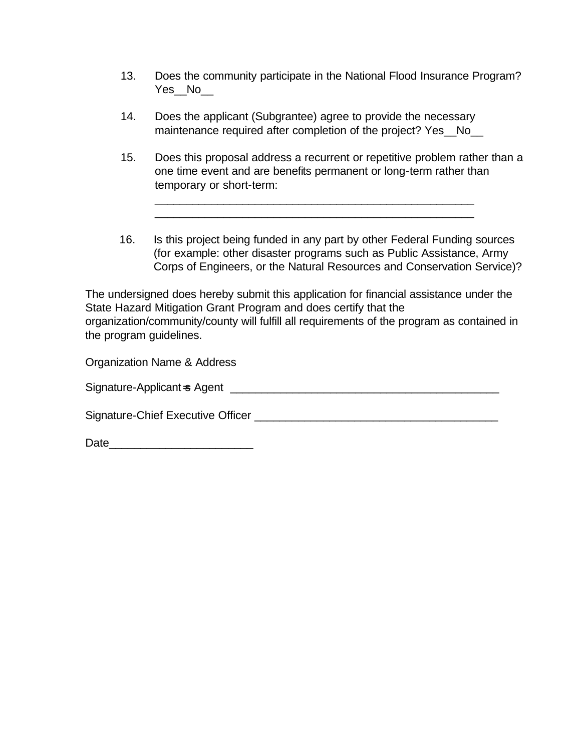13. Does the community participate in the National Flood Insurance Program? Yes__No__

14. Does the applicant (Subgrantee) agree to provide the necessary maintenance required after completion of the project? Yes__No__

15. Does this proposal address a recurrent or repetitive problem rather than a one time event and are benefits permanent or long-term rather than temporary or short-term:
    _____________________________________________________
    _____________________________________________________

16. Is this project being funded in any part by other Federal Funding sources (for example: other disaster programs such as Public Assistance, Army Corps of Engineers, or the Natural Resources and Conservation Service)?

The undersigned does hereby submit this application for financial assistance under the State Hazard Mitigation Grant Program and does certify that the organization/community/county will fulfill all requirements of the program as contained in the program guidelines.

Organization Name & Address

Signature-Applicant=s Agent _____________________________________________

Signature-Chief Executive Officer _______________________________________

Date_______________________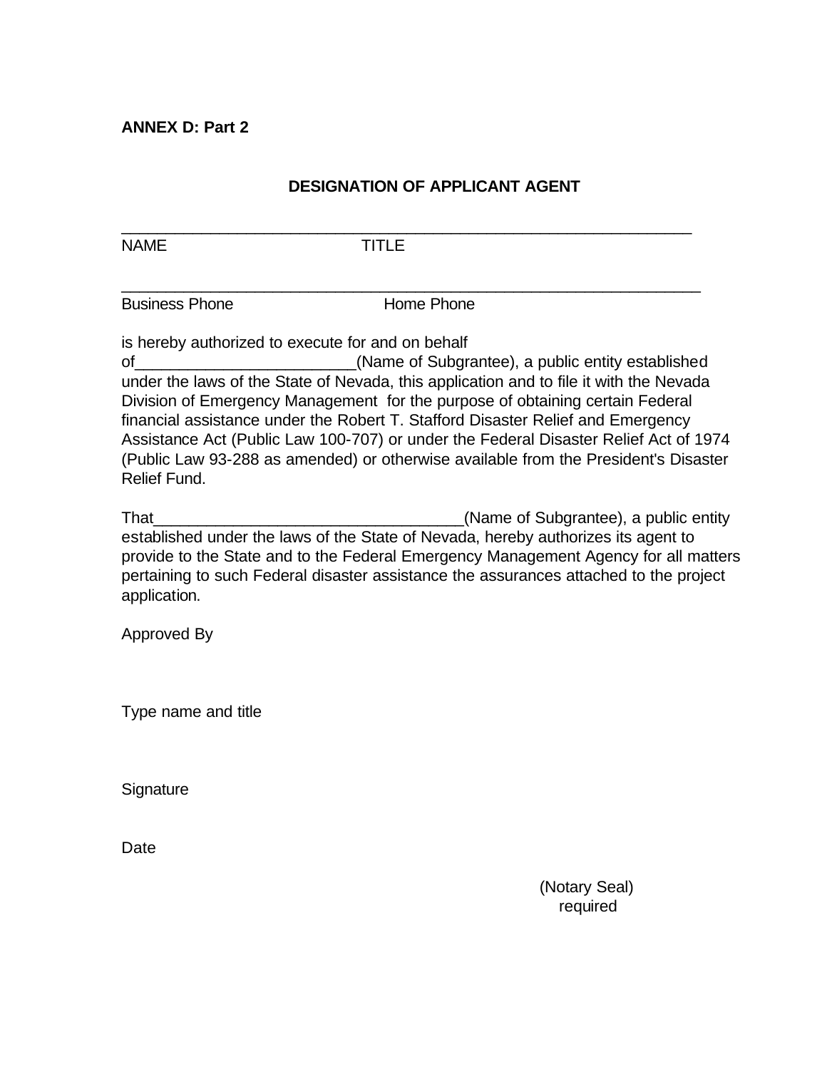**ANNEX D: Part 2**

## DESIGNATION OF APPLICANT AGENT

_________________________________________________________________

NAME TITLE

_________________________________________________________________

Business Phone Home Phone

is hereby authorized to execute for and on behalf of________________________(Name of Subgrantee), a public entity established under the laws of the State of Nevada, this application and to file it with the Nevada Division of Emergency Management for the purpose of obtaining certain Federal financial assistance under the Robert T. Stafford Disaster Relief and Emergency Assistance Act (Public Law 100-707) or under the Federal Disaster Relief Act of 1974 (Public Law 93-288 as amended) or otherwise available from the President's Disaster Relief Fund.

That__________________________________(Name of Subgrantee), a public entity established under the laws of the State of Nevada, hereby authorizes its agent to provide to the State and to the Federal Emergency Management Agency for all matters pertaining to such Federal disaster assistance the assurances attached to the project application.

Approved By

Type name and title

Signature

Date

(Notary Seal)
required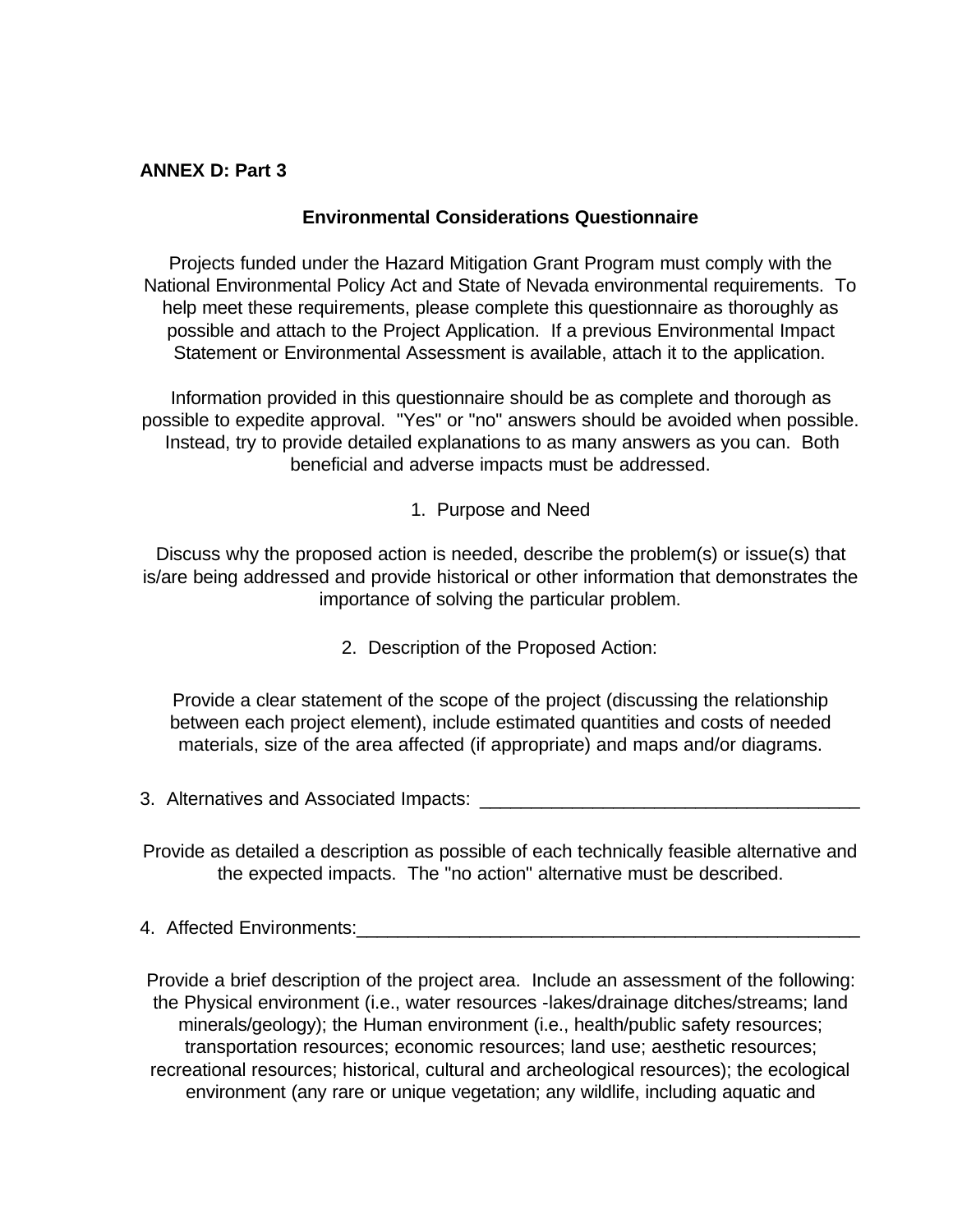**ANNEX D: Part 3**

## Environmental Considerations Questionnaire

Projects funded under the Hazard Mitigation Grant Program must comply with the National Environmental Policy Act and State of Nevada environmental requirements. To help meet these requirements, please complete this questionnaire as thoroughly as possible and attach to the Project Application. If a previous Environmental Impact Statement or Environmental Assessment is available, attach it to the application.

Information provided in this questionnaire should be as complete and thorough as possible to expedite approval. "Yes" or "no" answers should be avoided when possible. Instead, try to provide detailed explanations to as many answers as you can. Both beneficial and adverse impacts must be addressed.

1. Purpose and Need

Discuss why the proposed action is needed, describe the problem(s) or issue(s) that is/are being addressed and provide historical or other information that demonstrates the importance of solving the particular problem.

2. Description of the Proposed Action:

Provide a clear statement of the scope of the project (discussing the relationship between each project element), include estimated quantities and costs of needed materials, size of the area affected (if appropriate) and maps and/or diagrams.

3. Alternatives and Associated Impacts: ______________________________________

Provide as detailed a description as possible of each technically feasible alternative and the expected impacts. The "no action" alternative must be described.

4. Affected Environments:____________________________________________________

Provide a brief description of the project area. Include an assessment of the following: the Physical environment (i.e., water resources -lakes/drainage ditches/streams; land minerals/geology); the Human environment (i.e., health/public safety resources; transportation resources; economic resources; land use; aesthetic resources; recreational resources; historical, cultural and archeological resources); the ecological environment (any rare or unique vegetation; any wildlife, including aquatic and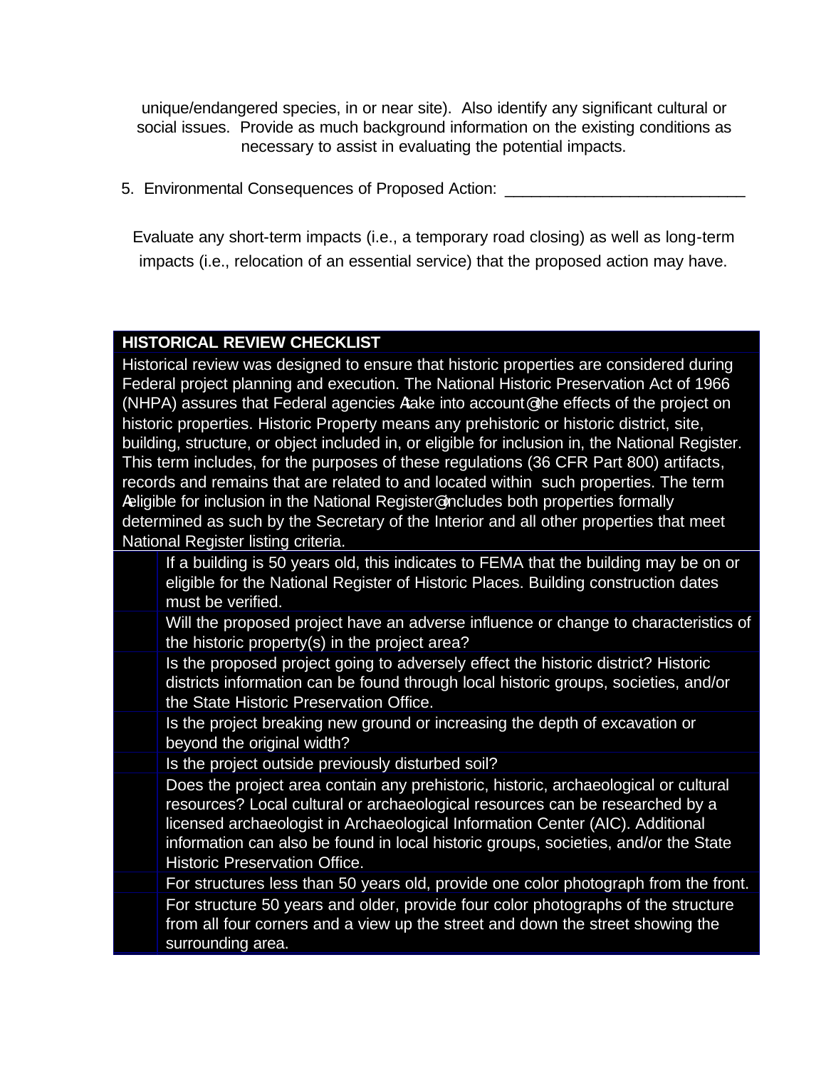unique/endangered species, in or near site). Also identify any significant cultural or social issues. Provide as much background information on the existing conditions as necessary to assist in evaluating the potential impacts.

5. Environmental Consequences of Proposed Action: ___________________________

Evaluate any short-term impacts (i.e., a temporary road closing) as well as long-term impacts (i.e., relocation of an essential service) that the proposed action may have.

| HISTORICAL REVIEW CHECKLIST | |
|---|---|
| Historical review was designed to ensure that historic properties are considered during Federal project planning and execution. The National Historic Preservation Act of 1966 (NHPA) assures that Federal agencies Atake into account@ the effects of the project on historic properties. Historic Property means any prehistoric or historic district, site, building, structure, or object included in, or eligible for inclusion in, the National Register. This term includes, for the purposes of these regulations (36 CFR Part 800) artifacts, records and remains that are related to and located within such properties. The term Aeligible for inclusion in the National Register@ includes both properties formally determined as such by the Secretary of the Interior and all other properties that meet National Register listing criteria. | |
| | If a building is 50 years old, this indicates to FEMA that the building may be on or eligible for the National Register of Historic Places. Building construction dates must be verified. |
| | Will the proposed project have an adverse influence or change to characteristics of the historic property(s) in the project area? |
| | Is the proposed project going to adversely effect the historic district? Historic districts information can be found through local historic groups, societies, and/or the State Historic Preservation Office. |
| | Is the project breaking new ground or increasing the depth of excavation or beyond the original width? |
| | Is the project outside previously disturbed soil? |
| | Does the project area contain any prehistoric, historic, archaeological or cultural resources? Local cultural or archaeological resources can be researched by a licensed archaeologist in Archaeological Information Center (AIC). Additional information can also be found in local historic groups, societies, and/or the State Historic Preservation Office. |
| | For structures less than 50 years old, provide one color photograph from the front. |
| | For structure 50 years and older, provide four color photographs of the structure from all four corners and a view up the street and down the street showing the surrounding area. |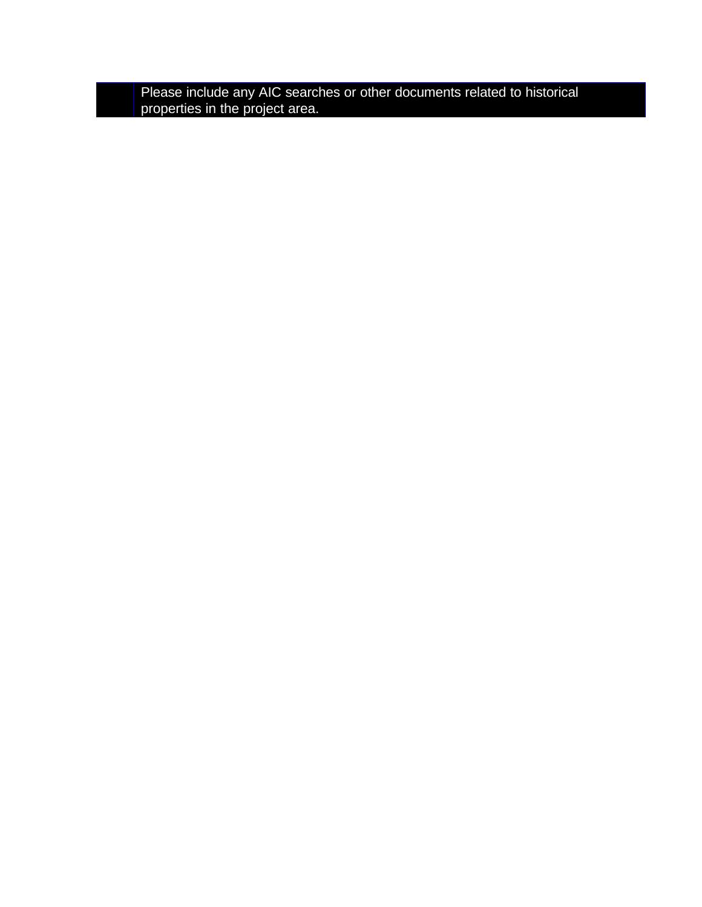| | Please include any AIC searches or other documents related to historical properties in the project area. |
| --- | --- |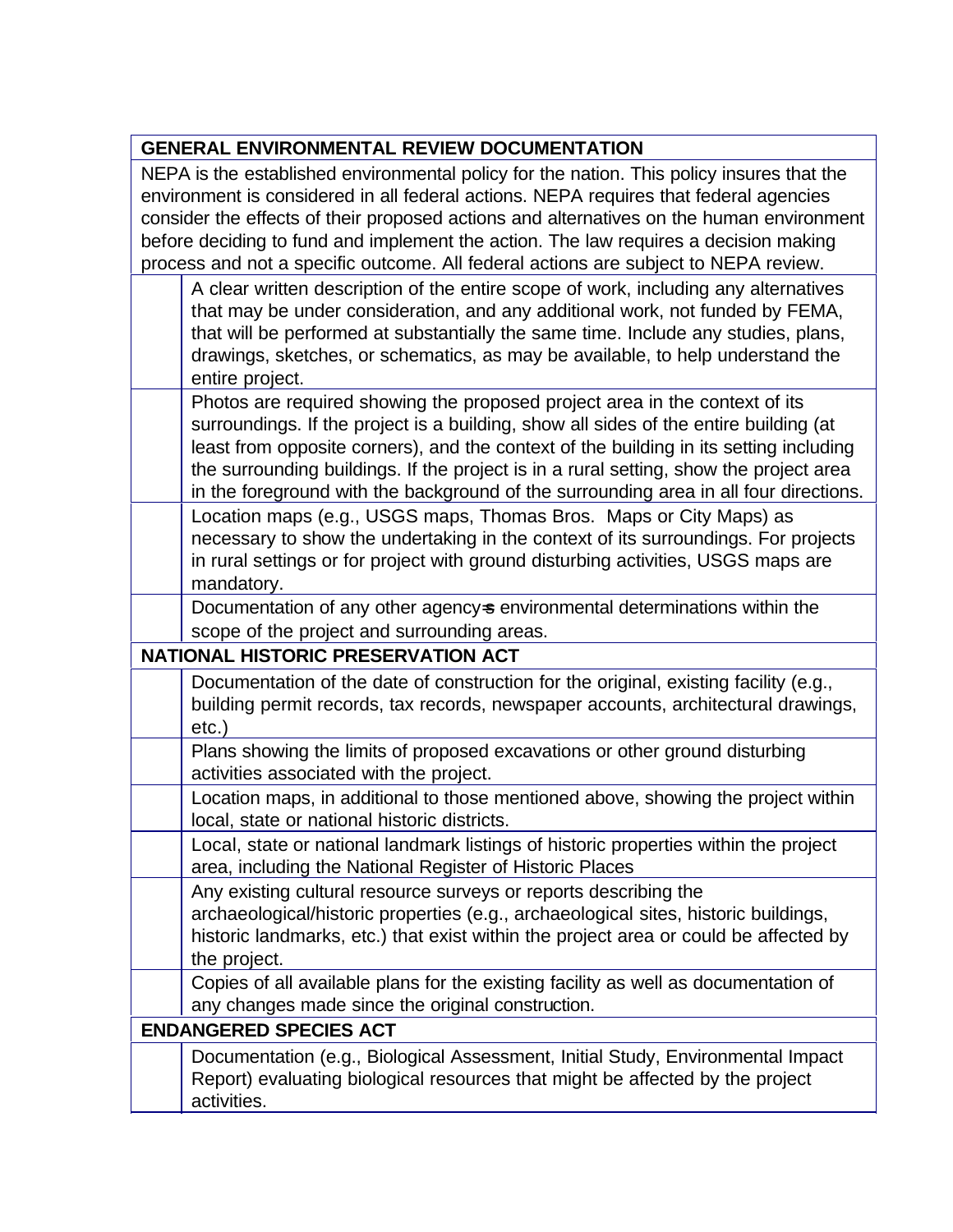| GENERAL ENVIRONMENTAL REVIEW DOCUMENTATION | |
|---|---|
| NEPA is the established environmental policy for the nation. This policy insures that the environment is considered in all federal actions. NEPA requires that federal agencies consider the effects of their proposed actions and alternatives on the human environment before deciding to fund and implement the action. The law requires a decision making process and not a specific outcome. All federal actions are subject to NEPA review. | |
| | A clear written description of the entire scope of work, including any alternatives that may be under consideration, and any additional work, not funded by FEMA, that will be performed at substantially the same time. Include any studies, plans, drawings, sketches, or schematics, as may be available, to help understand the entire project. |
| | Photos are required showing the proposed project area in the context of its surroundings. If the project is a building, show all sides of the entire building (at least from opposite corners), and the context of the building in its setting including the surrounding buildings. If the project is in a rural setting, show the project area in the foreground with the background of the surrounding area in all four directions. |
| | Location maps (e.g., USGS maps, Thomas Bros. Maps or City Maps) as necessary to show the undertaking in the context of its surroundings. For projects in rural settings or for project with ground disturbing activities, USGS maps are mandatory. |
| | Documentation of any other agency=s environmental determinations within the scope of the project and surrounding areas. |
| **NATIONAL HISTORIC PRESERVATION ACT** | |
| | Documentation of the date of construction for the original, existing facility (e.g., building permit records, tax records, newspaper accounts, architectural drawings, etc.) |
| | Plans showing the limits of proposed excavations or other ground disturbing activities associated with the project. |
| | Location maps, in additional to those mentioned above, showing the project within local, state or national historic districts. |
| | Local, state or national landmark listings of historic properties within the project area, including the National Register of Historic Places |
| | Any existing cultural resource surveys or reports describing the archaeological/historic properties (e.g., archaeological sites, historic buildings, historic landmarks, etc.) that exist within the project area or could be affected by the project. |
| | Copies of all available plans for the existing facility as well as documentation of any changes made since the original construction. |
| **ENDANGERED SPECIES ACT** | |
| | Documentation (e.g., Biological Assessment, Initial Study, Environmental Impact Report) evaluating biological resources that might be affected by the project activities. |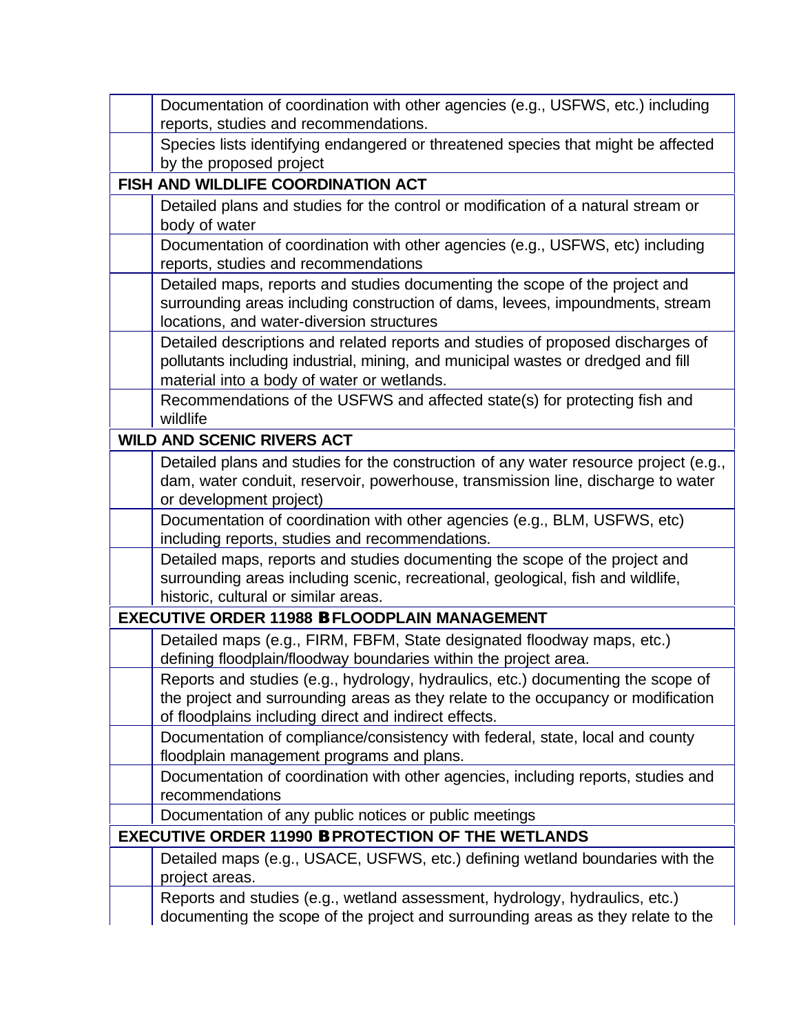| | |
|---|---|
| | Documentation of coordination with other agencies (e.g., USFWS, etc.) including reports, studies and recommendations. |
| | Species lists identifying endangered or threatened species that might be affected by the proposed project |
| **FISH AND WILDLIFE COORDINATION ACT** | |
| | Detailed plans and studies for the control or modification of a natural stream or body of water |
| | Documentation of coordination with other agencies (e.g., USFWS, etc) including reports, studies and recommendations |
| | Detailed maps, reports and studies documenting the scope of the project and surrounding areas including construction of dams, levees, impoundments, stream locations, and water-diversion structures |
| | Detailed descriptions and related reports and studies of proposed discharges of pollutants including industrial, mining, and municipal wastes or dredged and fill material into a body of water or wetlands. |
| | Recommendations of the USFWS and affected state(s) for protecting fish and wildlife |
| **WILD AND SCENIC RIVERS ACT** | |
| | Detailed plans and studies for the construction of any water resource project (e.g., dam, water conduit, reservoir, powerhouse, transmission line, discharge to water or development project) |
| | Documentation of coordination with other agencies (e.g., BLM, USFWS, etc) including reports, studies and recommendations. |
| | Detailed maps, reports and studies documenting the scope of the project and surrounding areas including scenic, recreational, geological, fish and wildlife, historic, cultural or similar areas. |
| **EXECUTIVE ORDER 11988 B FLOODPLAIN MANAGEMENT** | |
| | Detailed maps (e.g., FIRM, FBFM, State designated floodway maps, etc.) defining floodplain/floodway boundaries within the project area. |
| | Reports and studies (e.g., hydrology, hydraulics, etc.) documenting the scope of the project and surrounding areas as they relate to the occupancy or modification of floodplains including direct and indirect effects. |
| | Documentation of compliance/consistency with federal, state, local and county floodplain management programs and plans. |
| | Documentation of coordination with other agencies, including reports, studies and recommendations |
| | Documentation of any public notices or public meetings |
| **EXECUTIVE ORDER 11990 B PROTECTION OF THE WETLANDS** | |
| | Detailed maps (e.g., USACE, USFWS, etc.) defining wetland boundaries with the project areas. |
| | Reports and studies (e.g., wetland assessment, hydrology, hydraulics, etc.) documenting the scope of the project and surrounding areas as they relate to the |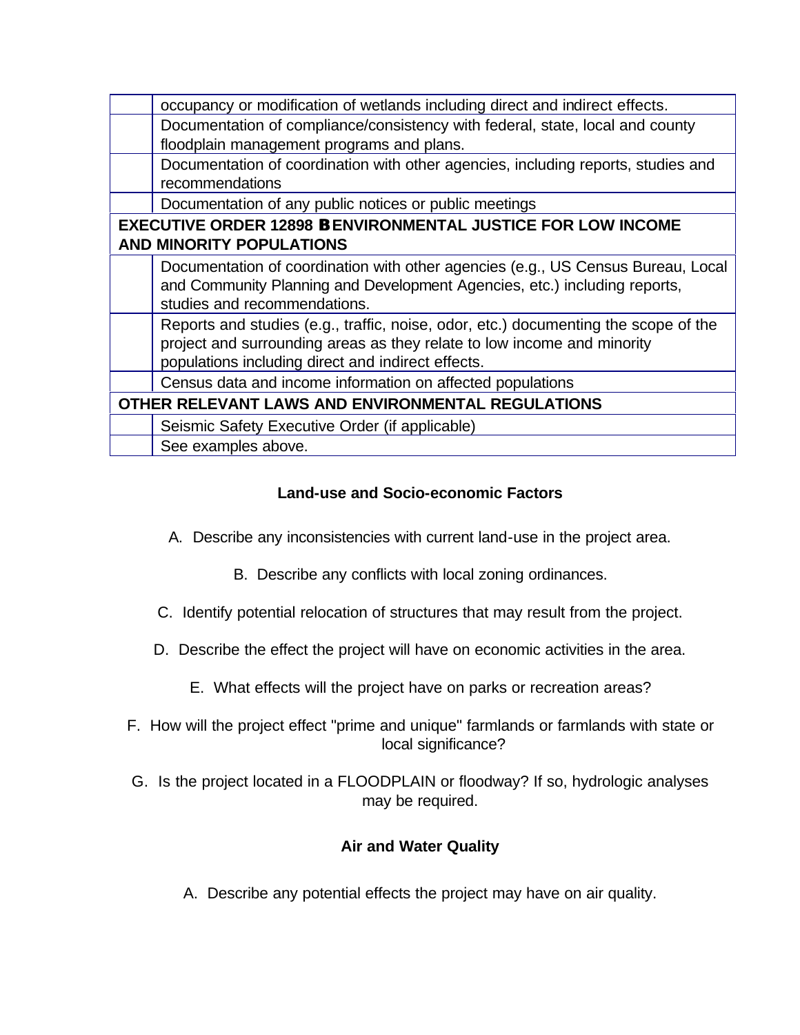| | |
|---|---|
| | occupancy or modification of wetlands including direct and indirect effects. |
| | Documentation of compliance/consistency with federal, state, local and county floodplain management programs and plans. |
| | Documentation of coordination with other agencies, including reports, studies and recommendations |
| | Documentation of any public notices or public meetings |
| **EXECUTIVE ORDER 12898 B ENVIRONMENTAL JUSTICE FOR LOW INCOME AND MINORITY POPULATIONS** | |
| | Documentation of coordination with other agencies (e.g., US Census Bureau, Local and Community Planning and Development Agencies, etc.) including reports, studies and recommendations. |
| | Reports and studies (e.g., traffic, noise, odor, etc.) documenting the scope of the project and surrounding areas as they relate to low income and minority populations including direct and indirect effects. |
| | Census data and income information on affected populations |
| **OTHER RELEVANT LAWS AND ENVIRONMENTAL REGULATIONS** | |
| | Seismic Safety Executive Order (if applicable) |
| | See examples above. |

### Land-use and Socio-economic Factors

A. Describe any inconsistencies with current land-use in the project area.

B. Describe any conflicts with local zoning ordinances.

C. Identify potential relocation of structures that may result from the project.

D. Describe the effect the project will have on economic activities in the area.

E. What effects will the project have on parks or recreation areas?

F. How will the project effect "prime and unique" farmlands or farmlands with state or local significance?

G. Is the project located in a FLOODPLAIN or floodway? If so, hydrologic analyses may be required.

### Air and Water Quality

A. Describe any potential effects the project may have on air quality.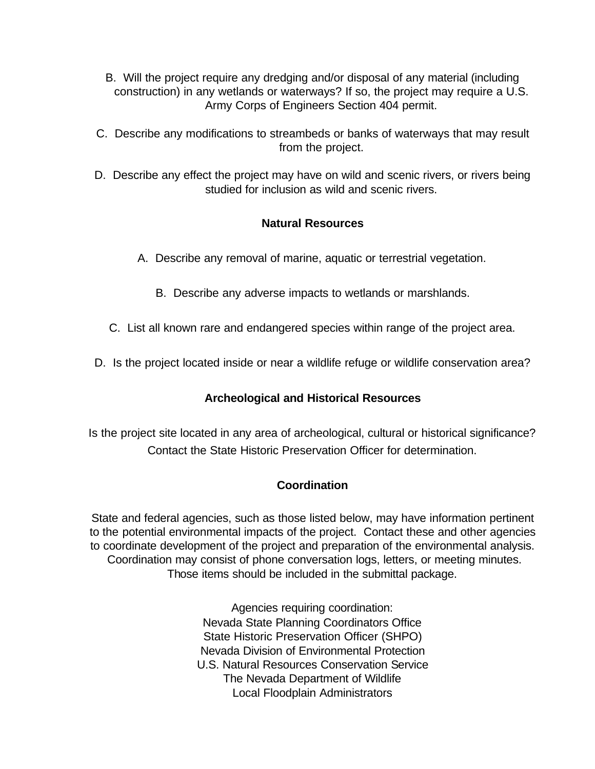B. Will the project require any dredging and/or disposal of any material (including construction) in any wetlands or waterways? If so, the project may require a U.S. Army Corps of Engineers Section 404 permit.

C. Describe any modifications to streambeds or banks of waterways that may result from the project.

D. Describe any effect the project may have on wild and scenic rivers, or rivers being studied for inclusion as wild and scenic rivers.

## Natural Resources

A. Describe any removal of marine, aquatic or terrestrial vegetation.

B. Describe any adverse impacts to wetlands or marshlands.

C. List all known rare and endangered species within range of the project area.

D. Is the project located inside or near a wildlife refuge or wildlife conservation area?

## Archeological and Historical Resources

Is the project site located in any area of archeological, cultural or historical significance? Contact the State Historic Preservation Officer for determination.

## Coordination

State and federal agencies, such as those listed below, may have information pertinent to the potential environmental impacts of the project. Contact these and other agencies to coordinate development of the project and preparation of the environmental analysis. Coordination may consist of phone conversation logs, letters, or meeting minutes. Those items should be included in the submittal package.

Agencies requiring coordination:
Nevada State Planning Coordinators Office
State Historic Preservation Officer (SHPO)
Nevada Division of Environmental Protection
U.S. Natural Resources Conservation Service
The Nevada Department of Wildlife
Local Floodplain Administrators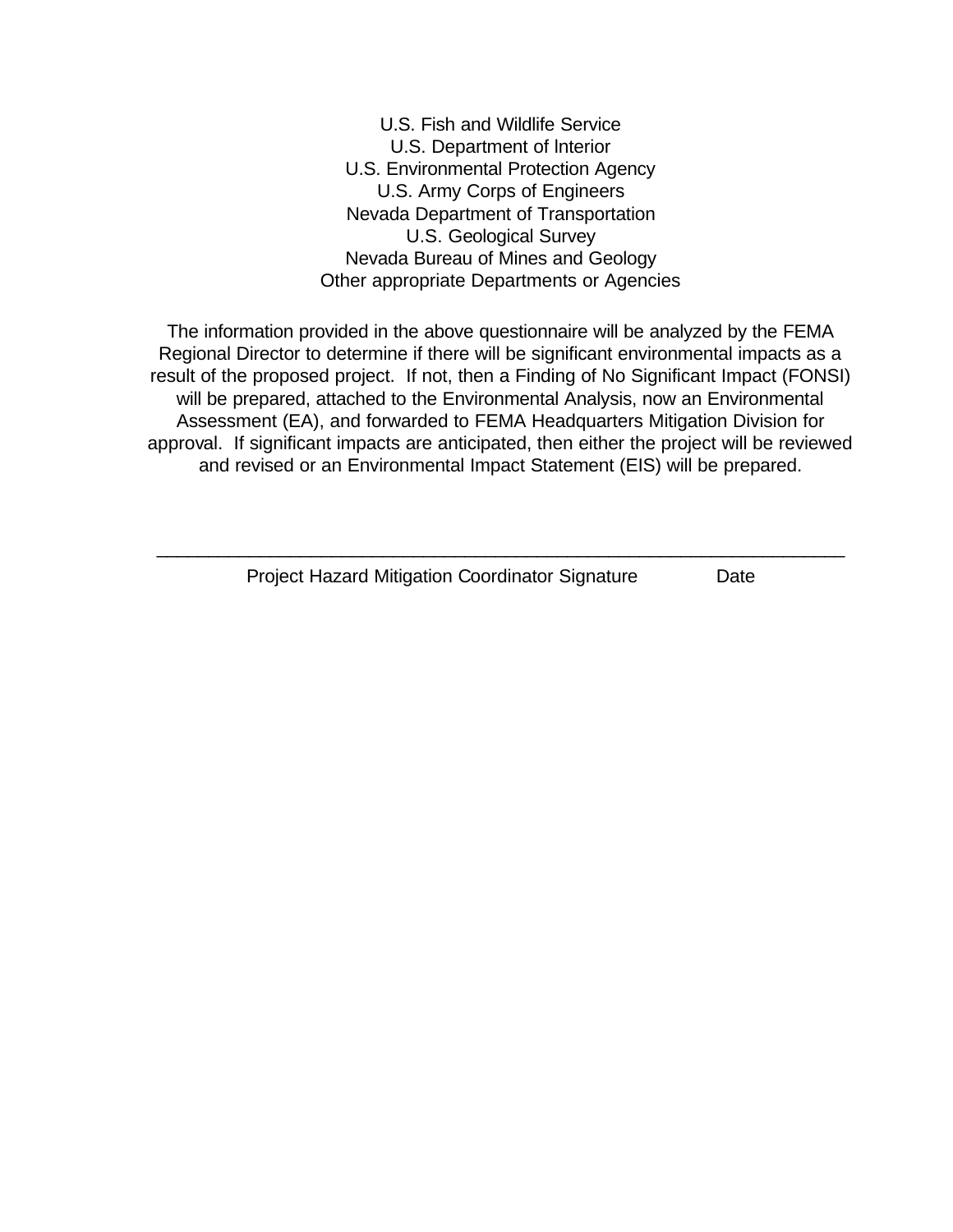U.S. Fish and Wildlife Service
U.S. Department of Interior
U.S. Environmental Protection Agency
U.S. Army Corps of Engineers
Nevada Department of Transportation
U.S. Geological Survey
Nevada Bureau of Mines and Geology
Other appropriate Departments or Agencies

The information provided in the above questionnaire will be analyzed by the FEMA Regional Director to determine if there will be significant environmental impacts as a result of the proposed project. If not, then a Finding of No Significant Impact (FONSI) will be prepared, attached to the Environmental Analysis, now an Environmental Assessment (EA), and forwarded to FEMA Headquarters Mitigation Division for approval. If significant impacts are anticipated, then either the project will be reviewed and revised or an Environmental Impact Statement (EIS) will be prepared.

\_\_\_\_\_\_\_\_\_\_\_\_\_\_\_\_\_\_\_\_\_\_\_\_\_\_\_\_\_\_\_\_\_\_\_\_\_\_\_\_\_\_\_\_\_\_\_\_\_\_\_\_\_\_\_\_\_\_\_\_\_\_\_\_

Project Hazard Mitigation Coordinator Signature          Date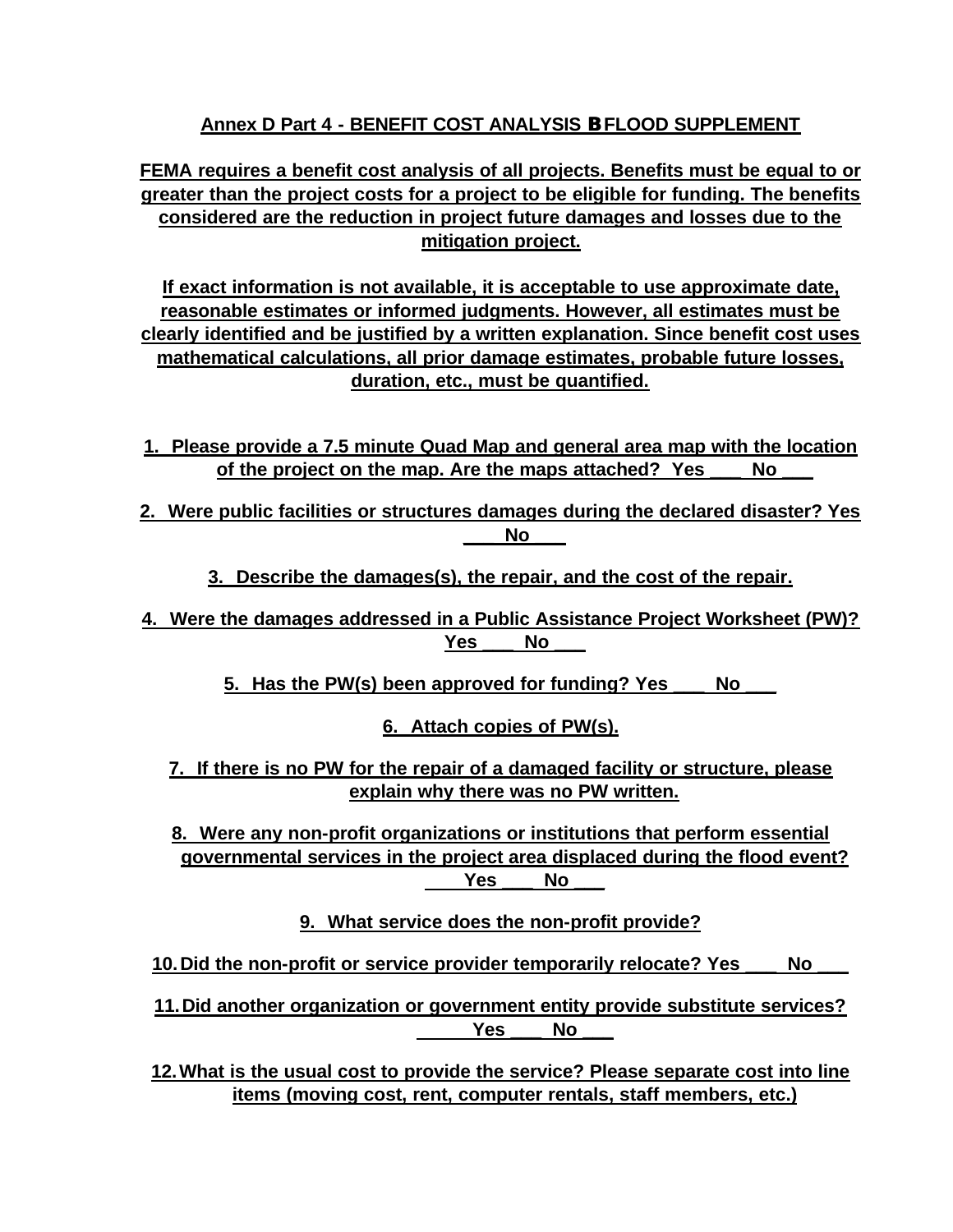## Annex D Part 4 - BENEFIT COST ANALYSIS B FLOOD SUPPLEMENT

**FEMA requires a benefit cost analysis of all projects. Benefits must be equal to or greater than the project costs for a project to be eligible for funding. The benefits considered are the reduction in project future damages and losses due to the mitigation project.**

**If exact information is not available, it is acceptable to use approximate date, reasonable estimates or informed judgments. However, all estimates must be clearly identified and be justified by a written explanation. Since benefit cost uses mathematical calculations, all prior damage estimates, probable future losses, duration, etc., must be quantified.**

1. **Please provide a 7.5 minute Quad Map and general area map with the location of the project on the map. Are the maps attached? Yes ___ No ___**
2. **Were public facilities or structures damages during the declared disaster? Yes ___ No ___**
3. **Describe the damages(s), the repair, and the cost of the repair.**
4. **Were the damages addressed in a Public Assistance Project Worksheet (PW)? Yes ___ No ___**
5. **Has the PW(s) been approved for funding? Yes ___ No ___**
6. **Attach copies of PW(s).**
7. **If there is no PW for the repair of a damaged facility or structure, please explain why there was no PW written.**
8. **Were any non-profit organizations or institutions that perform essential governmental services in the project area displaced during the flood event? Yes ___ No ___**
9. **What service does the non-profit provide?**
10. **Did the non-profit or service provider temporarily relocate? Yes ___ No ___**
11. **Did another organization or government entity provide substitute services? Yes ___ No ___**
12. **What is the usual cost to provide the service? Please separate cost into line items (moving cost, rent, computer rentals, staff members, etc.)**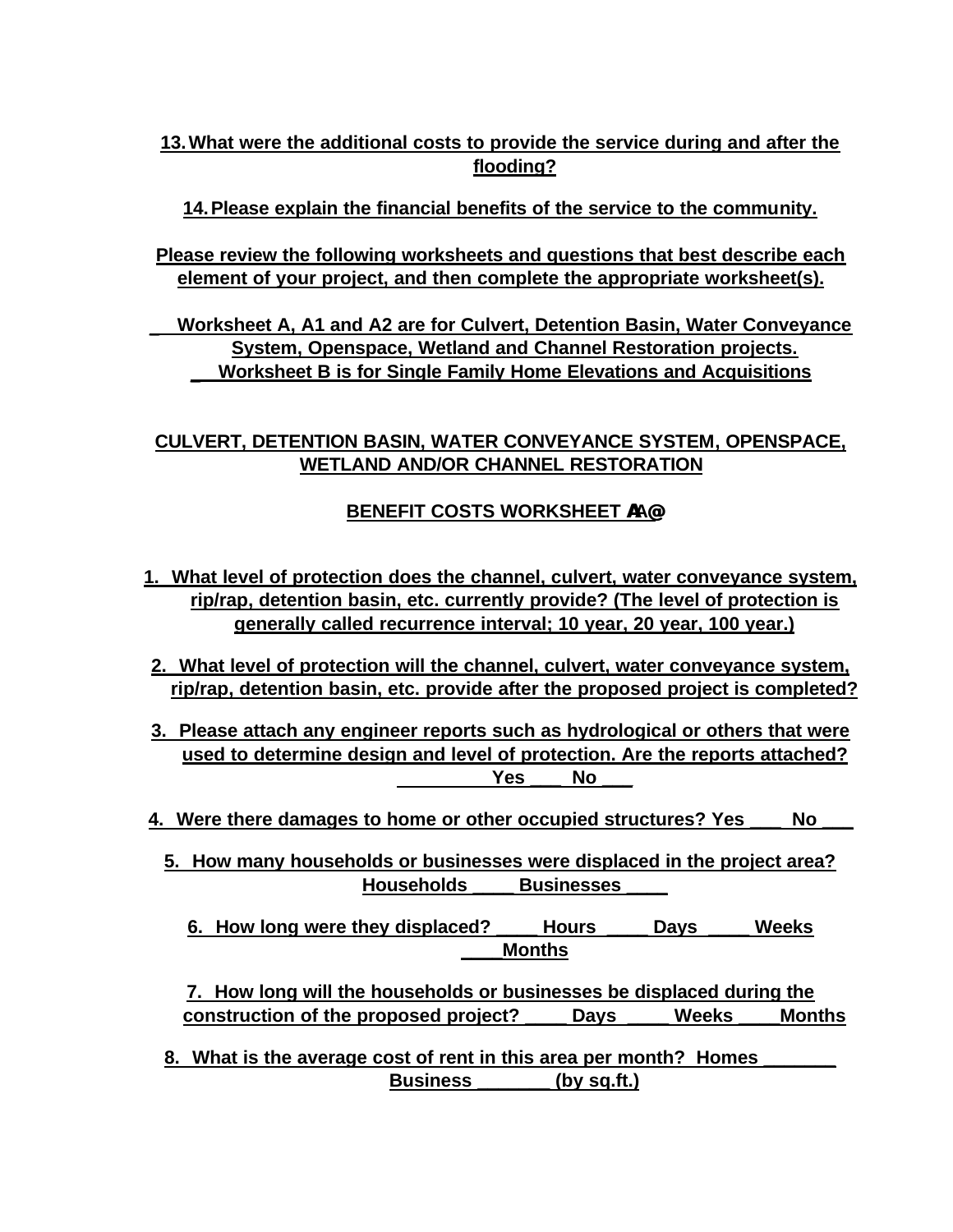**13. What were the additional costs to provide the service during and after the flooding?**

**14. Please explain the financial benefits of the service to the community.**

**Please review the following worksheets and questions that best describe each element of your project, and then complete the appropriate worksheet(s).**

**_ Worksheet A, A1 and A2 are for Culvert, Detention Basin, Water Conveyance System, Openspace, Wetland and Channel Restoration projects.**
**_ Worksheet B is for Single Family Home Elevations and Acquisitions**

## CULVERT, DETENTION BASIN, WATER CONVEYANCE SYSTEM, OPENSPACE, WETLAND AND/OR CHANNEL RESTORATION

## BENEFIT COSTS WORKSHEET AA@

1. **What level of protection does the channel, culvert, water conveyance system, rip/rap, detention basin, etc. currently provide? (The level of protection is generally called recurrence interval; 10 year, 20 year, 100 year.)**

2. **What level of protection will the channel, culvert, water conveyance system, rip/rap, detention basin, etc. provide after the proposed project is completed?**

3. **Please attach any engineer reports such as hydrological or others that were used to determine design and level of protection. Are the reports attached? Yes ___ No ___**

4. **Were there damages to home or other occupied structures? Yes ___ No ___**

5. **How many households or businesses were displaced in the project area? Households ____ Businesses ____**

6. **How long were they displaced? ____ Hours ____ Days ____ Weeks ____Months**

7. **How long will the households or businesses be displaced during the construction of the proposed project? ____ Days ____ Weeks ____Months**

8. **What is the average cost of rent in this area per month? Homes _______ Business _______ (by sq.ft.)**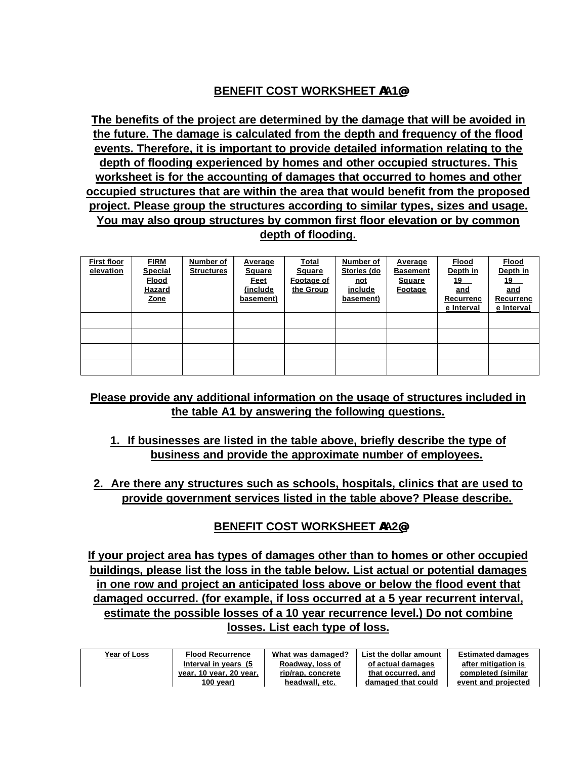## BENEFIT COST WORKSHEET AA1@

**The benefits of the project are determined by the damage that will be avoided in the future. The damage is calculated from the depth and frequency of the flood events. Therefore, it is important to provide detailed information relating to the depth of flooding experienced by homes and other occupied structures. This worksheet is for the accounting of damages that occurred to homes and other occupied structures that are within the area that would benefit from the proposed project. Please group the structures according to similar types, sizes and usage. You may also group structures by common first floor elevation or by common depth of flooding.**

| First floor elevation | FIRM Special Flood Hazard Zone | Number of Structures | Average Square Feet (include basement) | Total Square Footage of the Group | Number of Stories (do not include basement) | Average Basement Square Footage | Flood Depth in 19__ and Recurrence Interval | Flood Depth in 19__ and Recurrence Interval |
|---|---|---|---|---|---|---|---|---|
| | | | | | | | | |
| | | | | | | | | |
| | | | | | | | | |
| | | | | | | | | |

**Please provide any additional information on the usage of structures included in the table A1 by answering the following questions.**

1. **If businesses are listed in the table above, briefly describe the type of business and provide the approximate number of employees.**

2. **Are there any structures such as schools, hospitals, clinics that are used to provide government services listed in the table above? Please describe.**

## BENEFIT COST WORKSHEET AA2@

**If your project area has types of damages other than to homes or other occupied buildings, please list the loss in the table below. List actual or potential damages in one row and project an anticipated loss above or below the flood event that damaged occurred. (for example, if loss occurred at a 5 year recurrent interval, estimate the possible losses of a 10 year recurrence level.) Do not combine losses. List each type of loss.**

| Year of Loss | Flood Recurrence Interval in years (5 year, 10 year, 20 year, 100 year) | What was damaged? Roadway, loss of rip/rap, concrete headwall, etc. | List the dollar amount of actual damages that occurred, and damaged that could | Estimated damages after mitigation is completed (similar event and projected |
|---|---|---|---|---|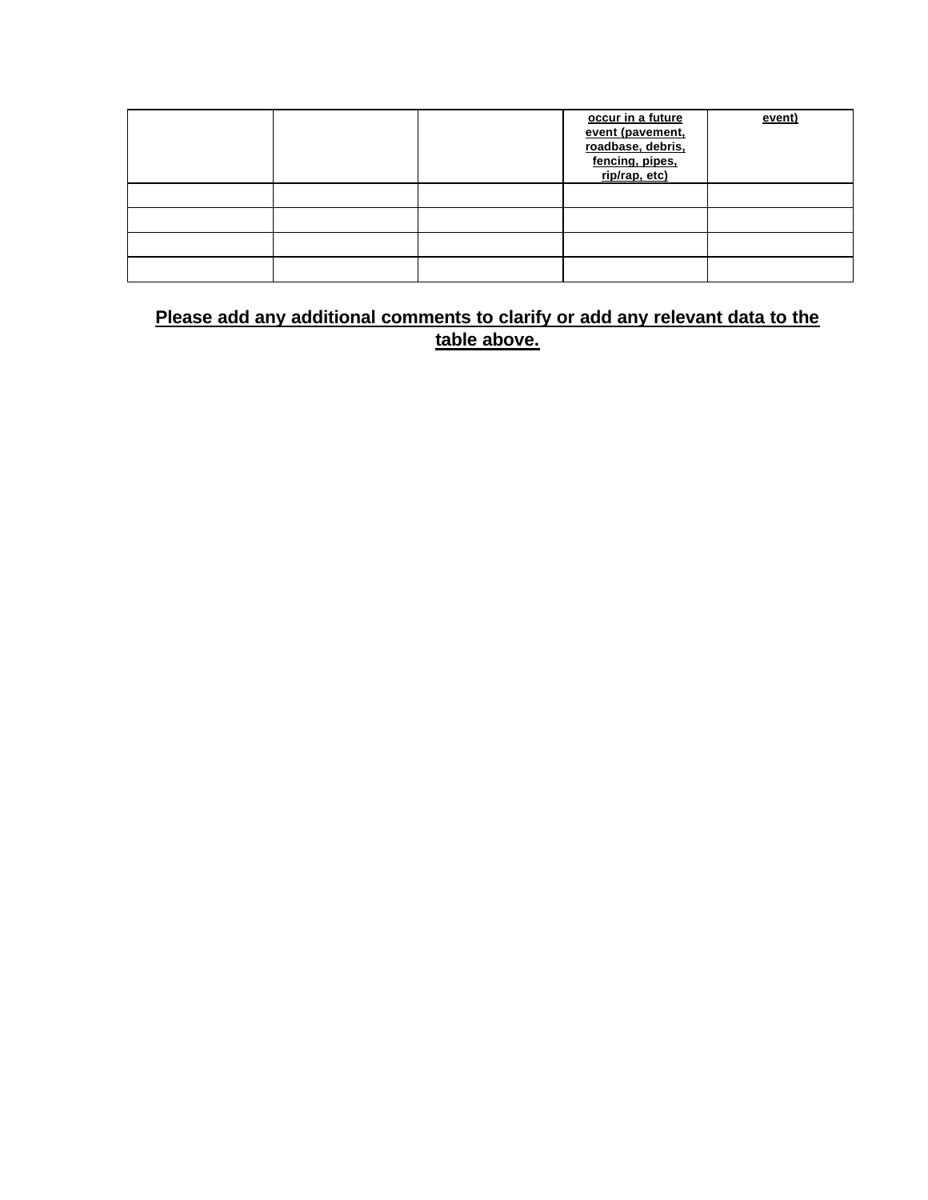| | | | occur in a future event (pavement, roadbase, debris, fencing, pipes, rip/rap, etc) | event) |
|---|---|---|---|---|
| | | | | |
| | | | | |
| | | | | |
| | | | | |

**Please add any additional comments to clarify or add any relevant data to the table above.**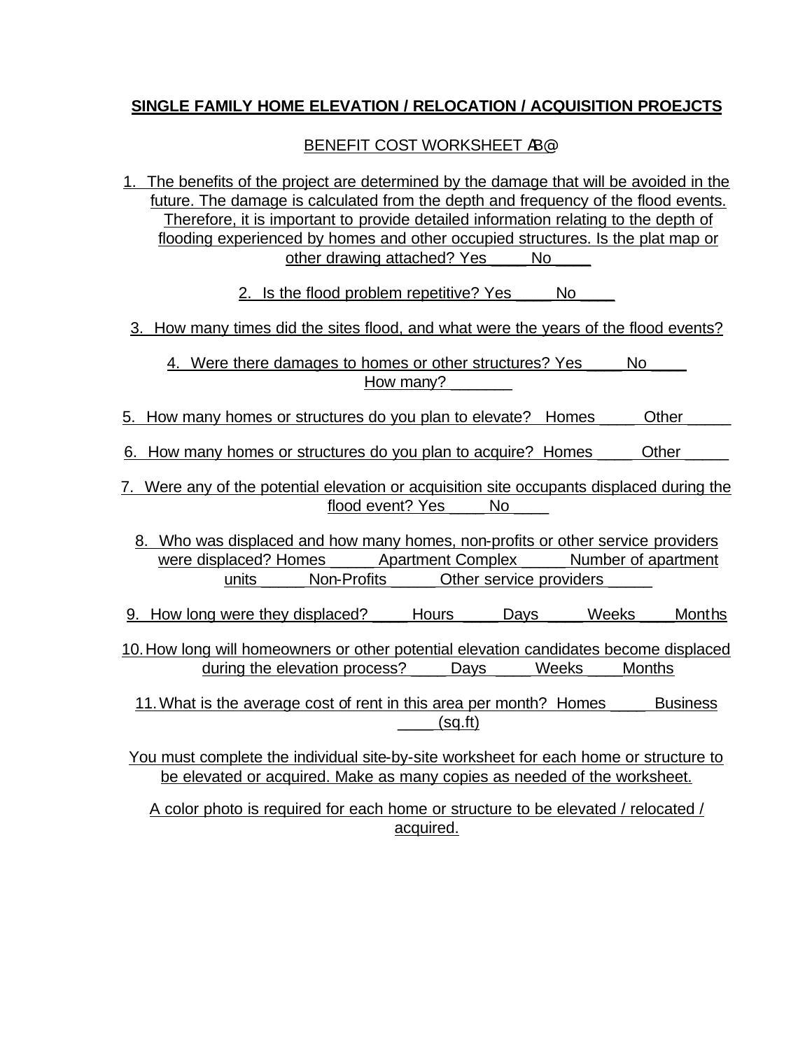**SINGLE FAMILY HOME ELEVATION / RELOCATION / ACQUISITION PROEJCTS**

BENEFIT COST WORKSHEET AB@

1. The benefits of the project are determined by the damage that will be avoided in the future. The damage is calculated from the depth and frequency of the flood events. Therefore, it is important to provide detailed information relating to the depth of flooding experienced by homes and other occupied structures. Is the plat map or other drawing attached? Yes ____ No ____

2. Is the flood problem repetitive? Yes ____ No ____

3. How many times did the sites flood, and what were the years of the flood events?

4. Were there damages to homes or other structures? Yes ____ No ____ How many? _______

5. How many homes or structures do you plan to elevate? Homes ____ Other _____

6. How many homes or structures do you plan to acquire? Homes ____ Other _____

7. Were any of the potential elevation or acquisition site occupants displaced during the flood event? Yes ____ No ____

8. Who was displaced and how many homes, non-profits or other service providers were displaced? Homes _____ Apartment Complex _____ Number of apartment units _____ Non-Profits _____ Other service providers _____

9. How long were they displaced? ____ Hours ____ Days ____ Weeks ____ Months

10. How long will homeowners or other potential elevation candidates become displaced during the elevation process? ____ Days ____ Weeks ____ Months

11. What is the average cost of rent in this area per month? Homes ____ Business ____ (sq.ft)

You must complete the individual site-by-site worksheet for each home or structure to be elevated or acquired. Make as many copies as needed of the worksheet.

A color photo is required for each home or structure to be elevated / relocated / acquired.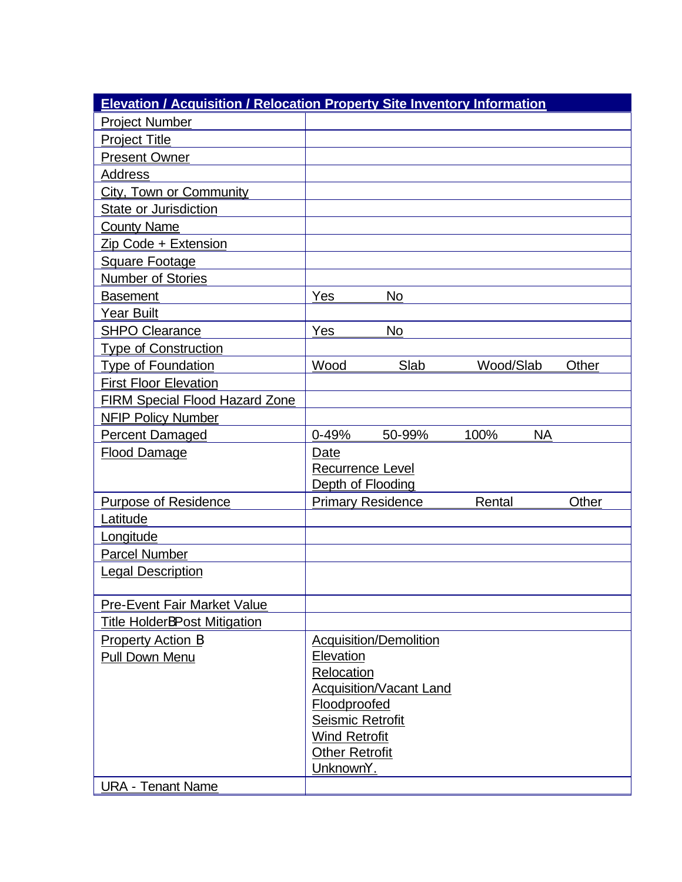| Elevation / Acquisition / Relocation Property Site Inventory Information | |
|---|---|
| Project Number | |
| Project Title | |
| Present Owner | |
| Address | |
| City, Town or Community | |
| State or Jurisdiction | |
| County Name | |
| Zip Code + Extension | |
| Square Footage | |
| Number of Stories | |
| Basement | Yes No |
| Year Built | |
| SHPO Clearance | Yes No |
| Type of Construction | |
| Type of Foundation | Wood Slab Wood/Slab Other |
| First Floor Elevation | |
| FIRM Special Flood Hazard Zone | |
| NFIP Policy Number | |
| Percent Damaged | 0-49% 50-99% 100% NA |
| Flood Damage | Date<br>Recurrence Level<br>Depth of Flooding |
| Purpose of Residence | Primary Residence Rental Other |
| Latitude | |
| Longitude | |
| Parcel Number | |
| Legal Description | |
| Pre-Event Fair Market Value | |
| Title HolderBPost Mitigation | |
| Property Action B<br>Pull Down Menu | Acquisition/Demolition<br>Elevation<br>Relocation<br>Acquisition/Vacant Land<br>Floodproofed<br>Seismic Retrofit<br>Wind Retrofit<br>Other Retrofit<br>UnknownY. |
| URA - Tenant Name | |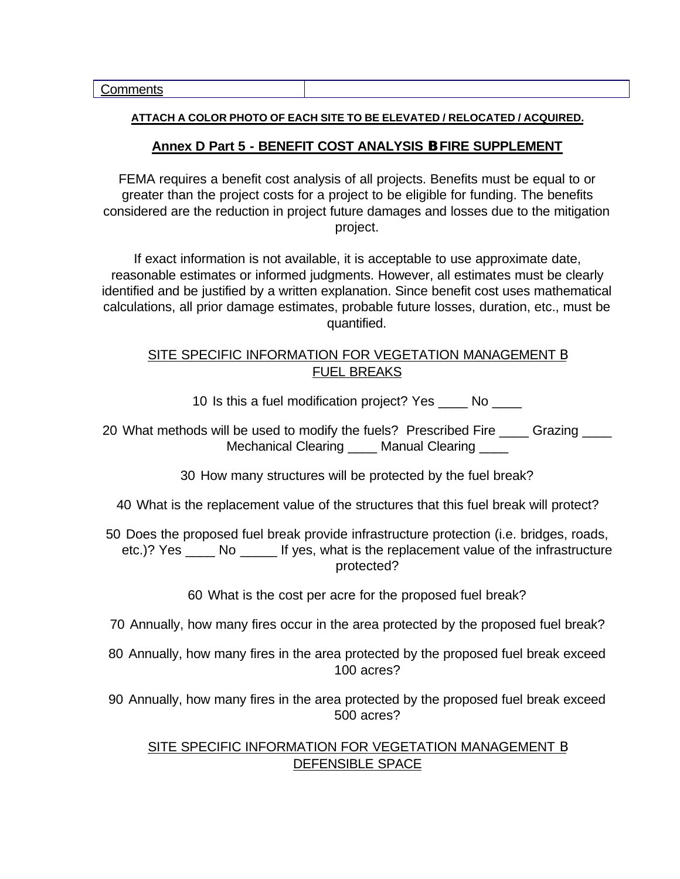| Comments | |
|---|---|

**ATTACH A COLOR PHOTO OF EACH SITE TO BE ELEVATED / RELOCATED / ACQUIRED.**

## Annex D Part 5 - BENEFIT COST ANALYSIS B FIRE SUPPLEMENT

FEMA requires a benefit cost analysis of all projects. Benefits must be equal to or greater than the project costs for a project to be eligible for funding. The benefits considered are the reduction in project future damages and losses due to the mitigation project.

If exact information is not available, it is acceptable to use approximate date, reasonable estimates or informed judgments. However, all estimates must be clearly identified and be justified by a written explanation. Since benefit cost uses mathematical calculations, all prior damage estimates, probable future losses, duration, etc., must be quantified.

SITE SPECIFIC INFORMATION FOR VEGETATION MANAGEMENT B FUEL BREAKS

10 Is this a fuel modification project? Yes ____ No ____

20 What methods will be used to modify the fuels? Prescribed Fire ____ Grazing ____ Mechanical Clearing ____ Manual Clearing ____

30 How many structures will be protected by the fuel break?

40 What is the replacement value of the structures that this fuel break will protect?

50 Does the proposed fuel break provide infrastructure protection (i.e. bridges, roads, etc.)? Yes ____ No _____ If yes, what is the replacement value of the infrastructure protected?

60 What is the cost per acre for the proposed fuel break?

70 Annually, how many fires occur in the area protected by the proposed fuel break?

80 Annually, how many fires in the area protected by the proposed fuel break exceed 100 acres?

90 Annually, how many fires in the area protected by the proposed fuel break exceed 500 acres?

SITE SPECIFIC INFORMATION FOR VEGETATION MANAGEMENT B DEFENSIBLE SPACE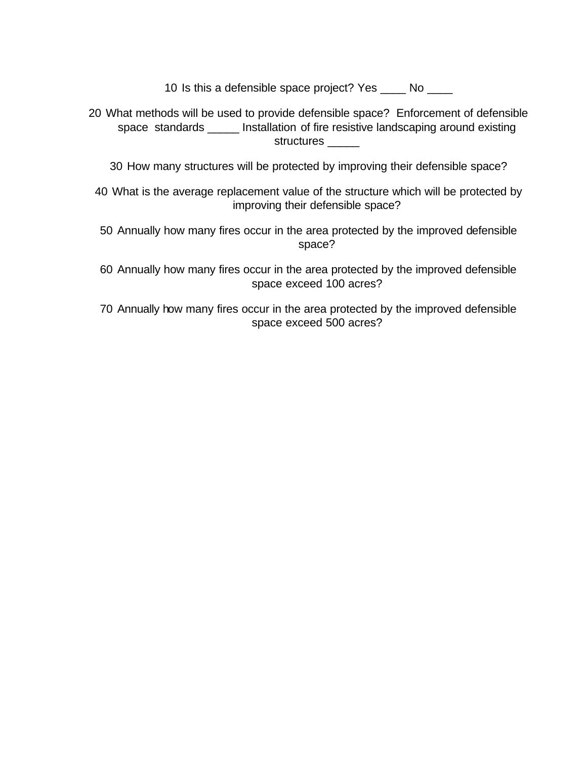10 Is this a defensible space project? Yes ____ No ____

20 What methods will be used to provide defensible space? Enforcement of defensible space standards _____ Installation of fire resistive landscaping around existing structures _____

30 How many structures will be protected by improving their defensible space?

40 What is the average replacement value of the structure which will be protected by improving their defensible space?

50 Annually how many fires occur in the area protected by the improved defensible space?

60 Annually how many fires occur in the area protected by the improved defensible space exceed 100 acres?

70 Annually how many fires occur in the area protected by the improved defensible space exceed 500 acres?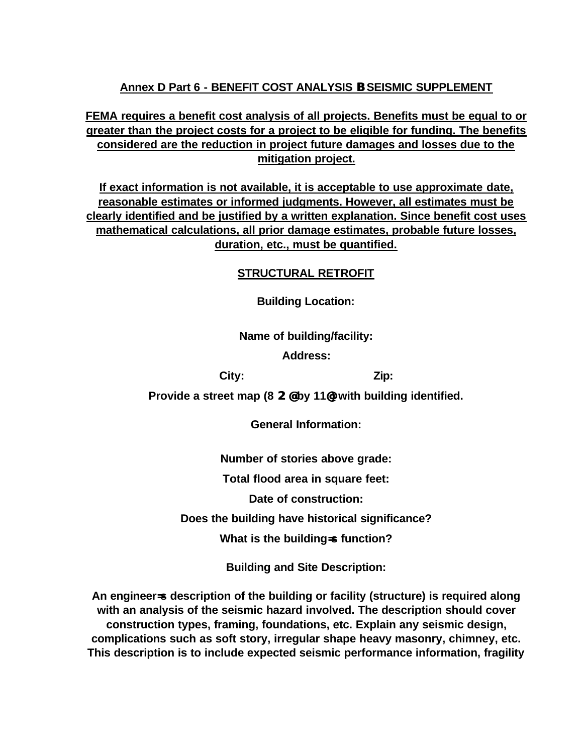**<u>Annex D Part 6 - BENEFIT COST ANALYSIS B SEISMIC SUPPLEMENT</u>**

**<u>FEMA requires a benefit cost analysis of all projects. Benefits must be equal to or greater than the project costs for a project to be eligible for funding. The benefits considered are the reduction in project future damages and losses due to the mitigation project.</u>**

**<u>If exact information is not available, it is acceptable to use approximate date, reasonable estimates or informed judgments. However, all estimates must be clearly identified and be justified by a written explanation. Since benefit cost uses mathematical calculations, all prior damage estimates, probable future losses, duration, etc., must be quantified.</u>**

**<u>STRUCTURAL RETROFIT</u>**

**Building Location:**

**Name of building/facility:**

**Address:**

**City:** **Zip:**

**Provide a street map (8 2 @ by 11@) with building identified.**

**General Information:**

**Number of stories above grade:**

**Total flood area in square feet:**

**Date of construction:**

**Does the building have historical significance?**

**What is the building=s function?**

**Building and Site Description:**

**An engineer=s description of the building or facility (structure) is required along with an analysis of the seismic hazard involved. The description should cover construction types, framing, foundations, etc. Explain any seismic design, complications such as soft story, irregular shape heavy masonry, chimney, etc. This description is to include expected seismic performance information, fragility**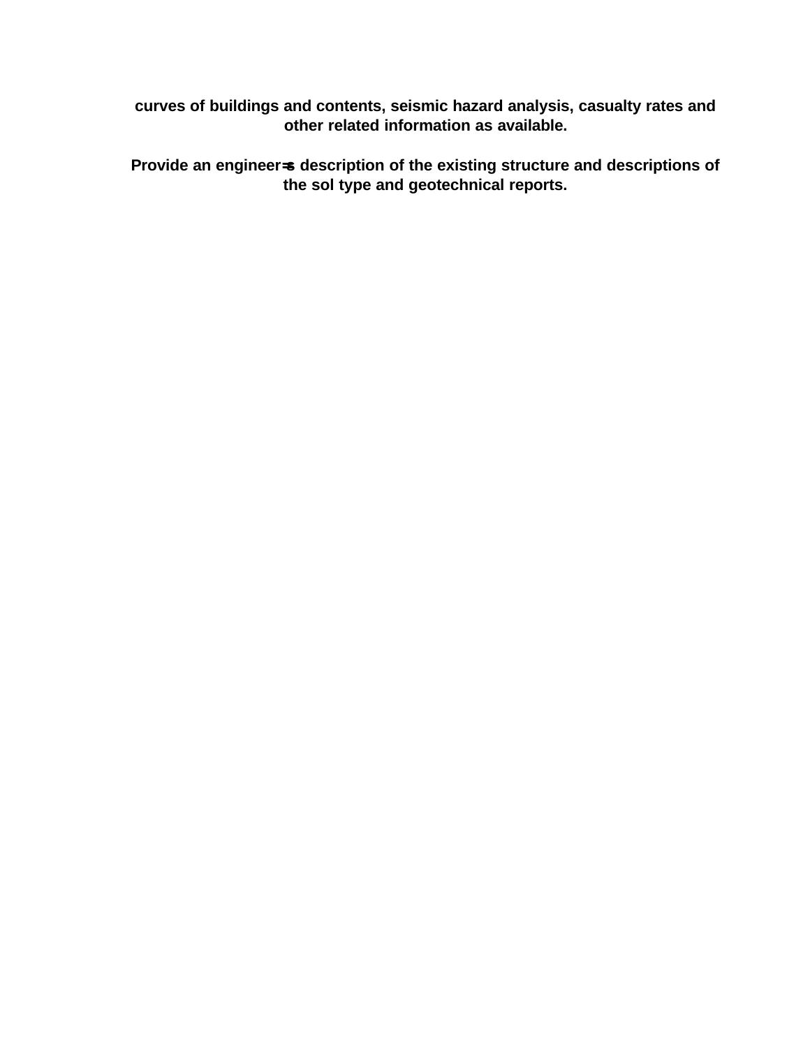**curves of buildings and contents, seismic hazard analysis, casualty rates and other related information as available.**

**Provide an engineer=s description of the existing structure and descriptions of the sol type and geotechnical reports.**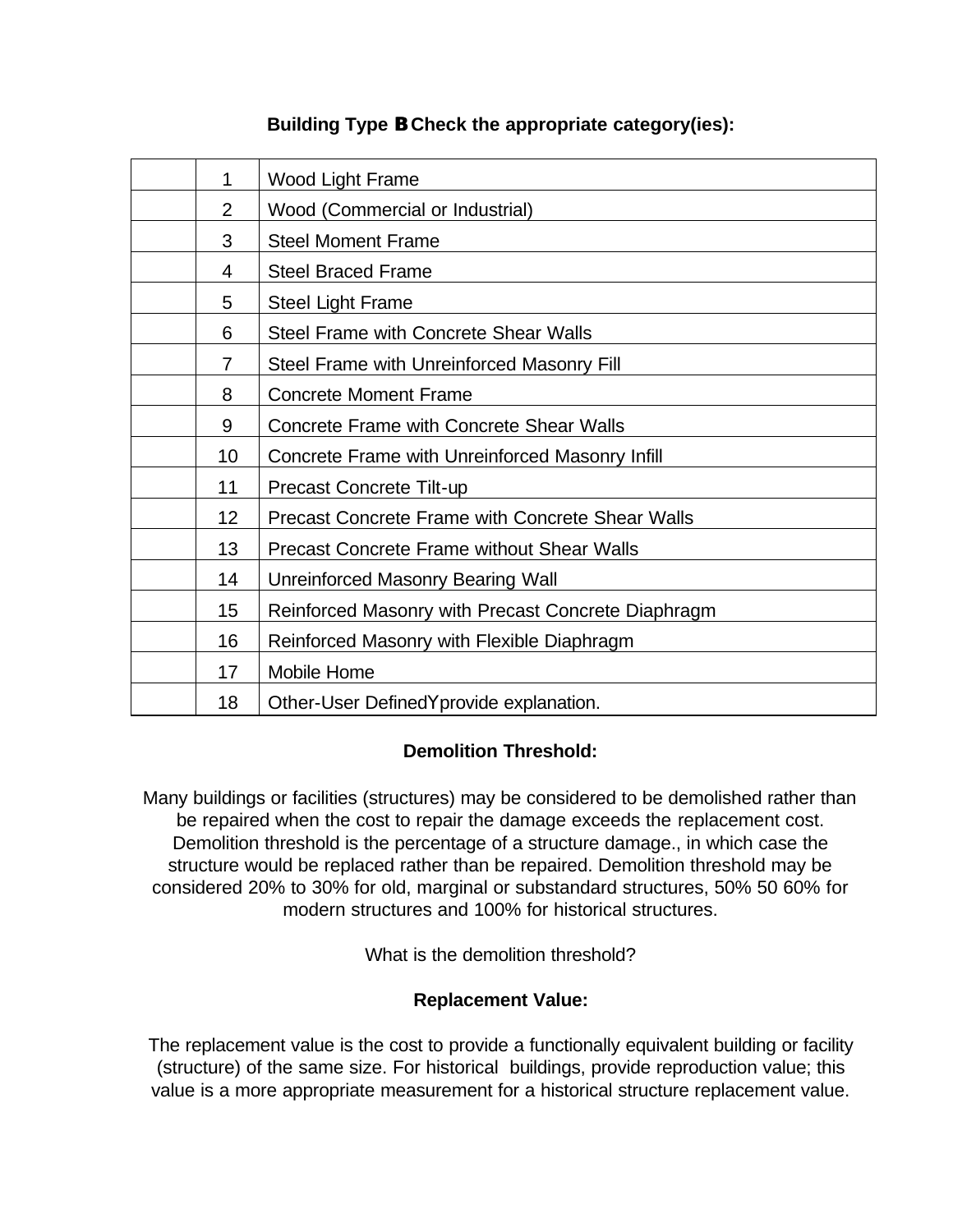**Building Type B Check the appropriate category(ies):**

| | | |
|---|---|---|
| | 1 | Wood Light Frame |
| | 2 | Wood (Commercial or Industrial) |
| | 3 | Steel Moment Frame |
| | 4 | Steel Braced Frame |
| | 5 | Steel Light Frame |
| | 6 | Steel Frame with Concrete Shear Walls |
| | 7 | Steel Frame with Unreinforced Masonry Fill |
| | 8 | Concrete Moment Frame |
| | 9 | Concrete Frame with Concrete Shear Walls |
| | 10 | Concrete Frame with Unreinforced Masonry Infill |
| | 11 | Precast Concrete Tilt-up |
| | 12 | Precast Concrete Frame with Concrete Shear Walls |
| | 13 | Precast Concrete Frame without Shear Walls |
| | 14 | Unreinforced Masonry Bearing Wall |
| | 15 | Reinforced Masonry with Precast Concrete Diaphragm |
| | 16 | Reinforced Masonry with Flexible Diaphragm |
| | 17 | Mobile Home |
| | 18 | Other-User DefinedYprovide explanation. |

**Demolition Threshold:**

Many buildings or facilities (structures) may be considered to be demolished rather than be repaired when the cost to repair the damage exceeds the replacement cost. Demolition threshold is the percentage of a structure damage., in which case the structure would be replaced rather than be repaired. Demolition threshold may be considered 20% to 30% for old, marginal or substandard structures, 50% 50 60% for modern structures and 100% for historical structures.

What is the demolition threshold?

**Replacement Value:**

The replacement value is the cost to provide a functionally equivalent building or facility (structure) of the same size. For historical buildings, provide reproduction value; this value is a more appropriate measurement for a historical structure replacement value.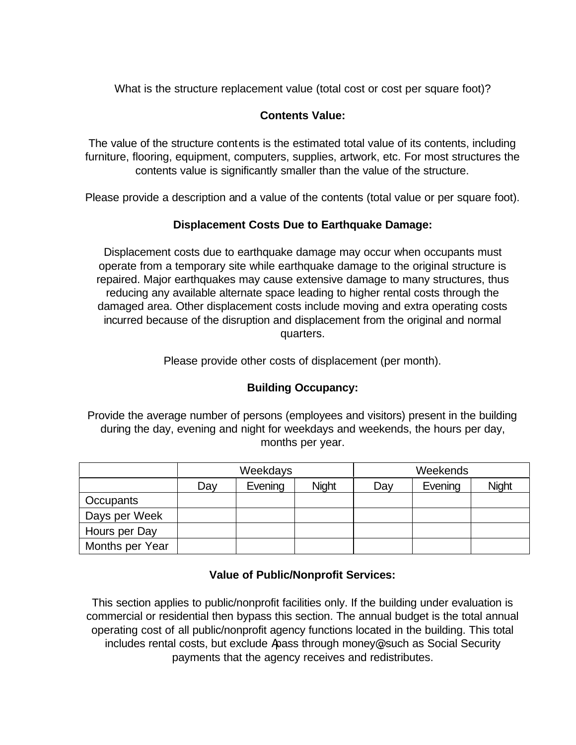What is the structure replacement value (total cost or cost per square foot)?

**Contents Value:**

The value of the structure contents is the estimated total value of its contents, including furniture, flooring, equipment, computers, supplies, artwork, etc. For most structures the contents value is significantly smaller than the value of the structure.

Please provide a description and a value of the contents (total value or per square foot).

**Displacement Costs Due to Earthquake Damage:**

Displacement costs due to earthquake damage may occur when occupants must operate from a temporary site while earthquake damage to the original structure is repaired. Major earthquakes may cause extensive damage to many structures, thus reducing any available alternate space leading to higher rental costs through the damaged area. Other displacement costs include moving and extra operating costs incurred because of the disruption and displacement from the original and normal quarters.

Please provide other costs of displacement (per month).

**Building Occupancy:**

Provide the average number of persons (employees and visitors) present in the building during the day, evening and night for weekdays and weekends, the hours per day, months per year.

| | Weekdays | | | Weekends | | |
|---|---|---|---|---|---|---|
| | Day | Evening | Night | Day | Evening | Night |
| Occupants | | | | | | |
| Days per Week | | | | | | |
| Hours per Day | | | | | | |
| Months per Year | | | | | | |

**Value of Public/Nonprofit Services:**

This section applies to public/nonprofit facilities only. If the building under evaluation is commercial or residential then bypass this section. The annual budget is the total annual operating cost of all public/nonprofit agency functions located in the building. This total includes rental costs, but exclude Apass through money@ such as Social Security payments that the agency receives and redistributes.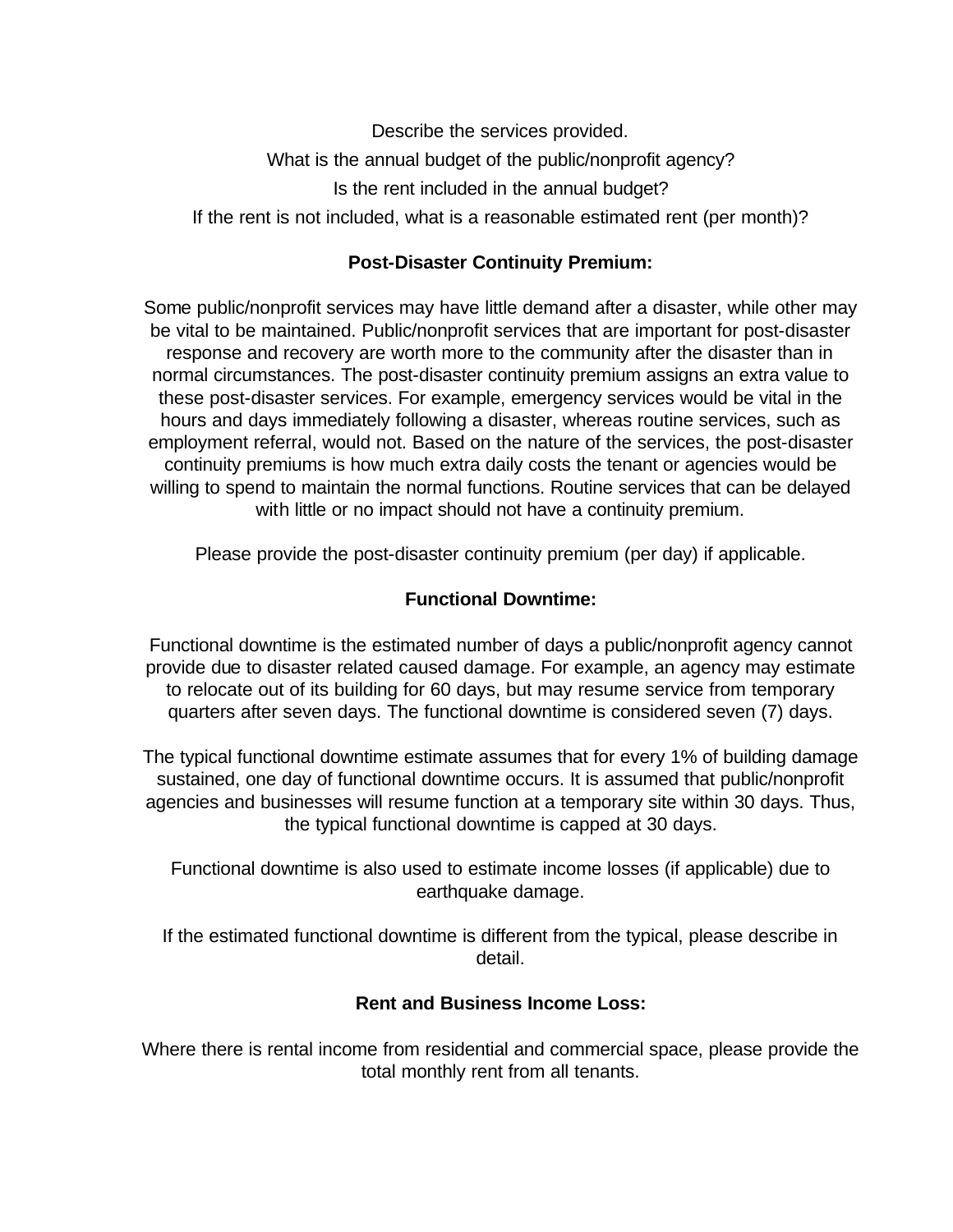Describe the services provided.

What is the annual budget of the public/nonprofit agency?

Is the rent included in the annual budget?

If the rent is not included, what is a reasonable estimated rent (per month)?

**Post-Disaster Continuity Premium:**

Some public/nonprofit services may have little demand after a disaster, while other may be vital to be maintained. Public/nonprofit services that are important for post-disaster response and recovery are worth more to the community after the disaster than in normal circumstances. The post-disaster continuity premium assigns an extra value to these post-disaster services. For example, emergency services would be vital in the hours and days immediately following a disaster, whereas routine services, such as employment referral, would not. Based on the nature of the services, the post-disaster continuity premiums is how much extra daily costs the tenant or agencies would be willing to spend to maintain the normal functions. Routine services that can be delayed with little or no impact should not have a continuity premium.

Please provide the post-disaster continuity premium (per day) if applicable.

**Functional Downtime:**

Functional downtime is the estimated number of days a public/nonprofit agency cannot provide due to disaster related caused damage. For example, an agency may estimate to relocate out of its building for 60 days, but may resume service from temporary quarters after seven days. The functional downtime is considered seven (7) days.

The typical functional downtime estimate assumes that for every 1% of building damage sustained, one day of functional downtime occurs. It is assumed that public/nonprofit agencies and businesses will resume function at a temporary site within 30 days. Thus, the typical functional downtime is capped at 30 days.

Functional downtime is also used to estimate income losses (if applicable) due to earthquake damage.

If the estimated functional downtime is different from the typical, please describe in detail.

**Rent and Business Income Loss:**

Where there is rental income from residential and commercial space, please provide the total monthly rent from all tenants.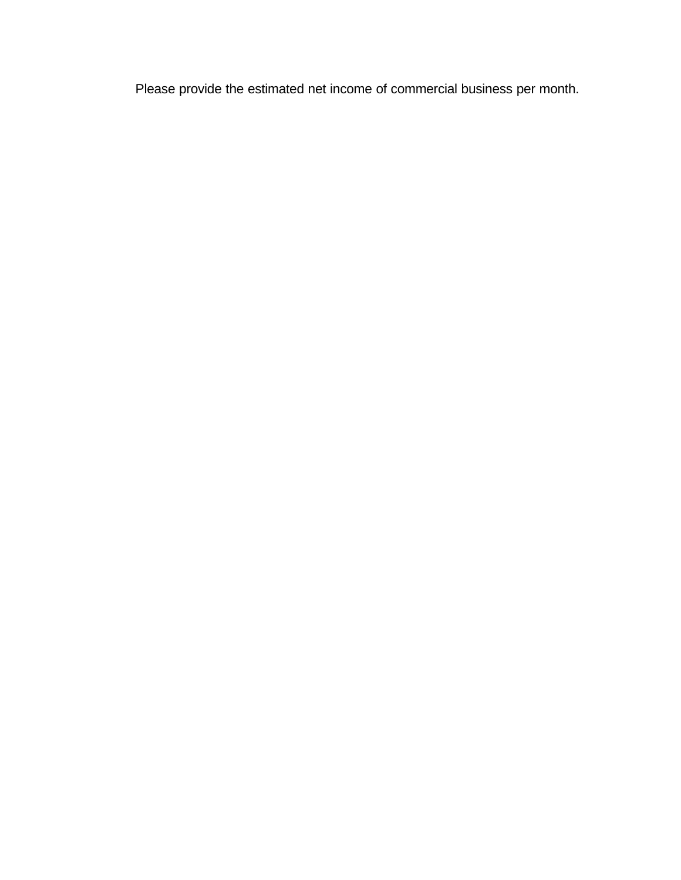Please provide the estimated net income of commercial business per month.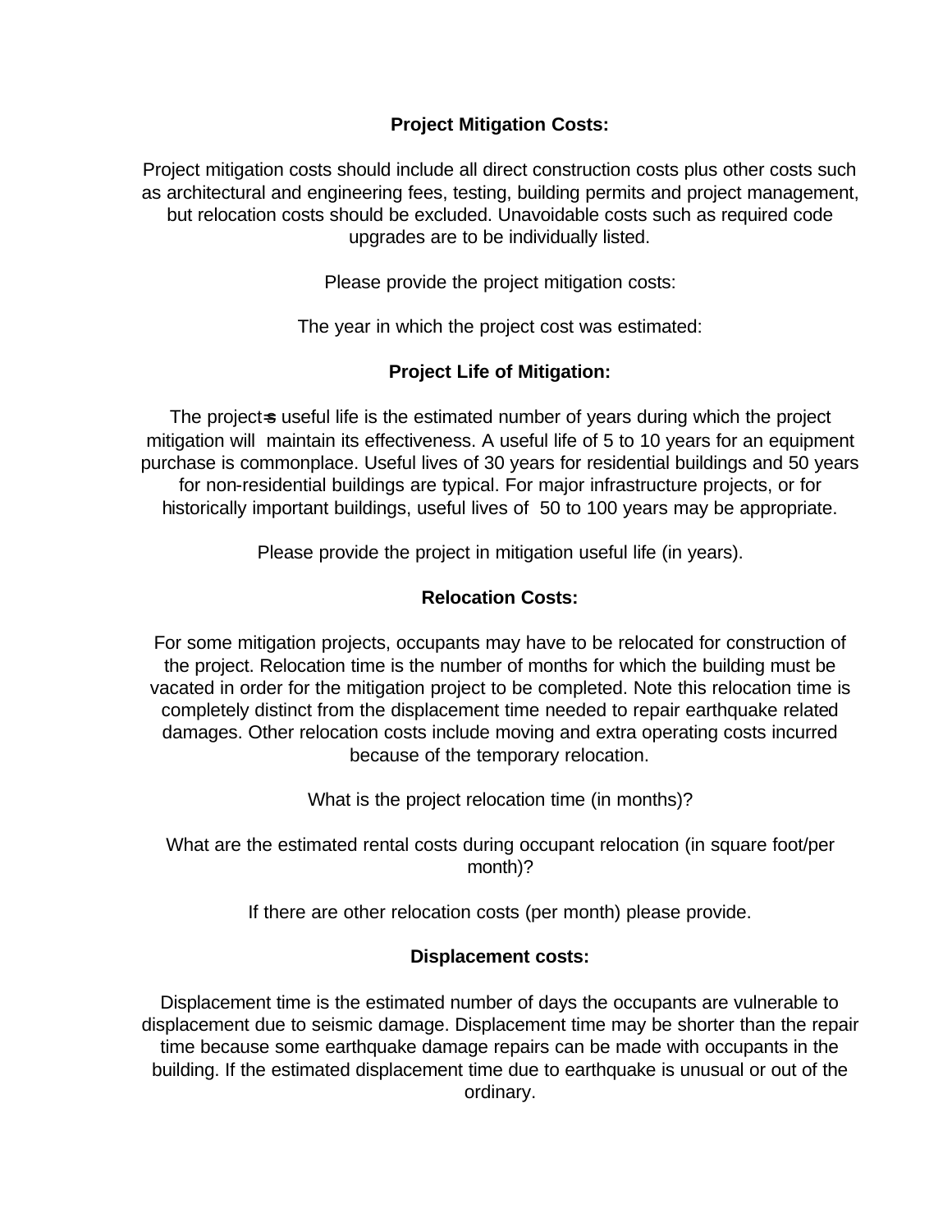**Project Mitigation Costs:**

Project mitigation costs should include all direct construction costs plus other costs such as architectural and engineering fees, testing, building permits and project management, but relocation costs should be excluded. Unavoidable costs such as required code upgrades are to be individually listed.

Please provide the project mitigation costs:

The year in which the project cost was estimated:

**Project Life of Mitigation:**

The project=s useful life is the estimated number of years during which the project mitigation will maintain its effectiveness. A useful life of 5 to 10 years for an equipment purchase is commonplace. Useful lives of 30 years for residential buildings and 50 years for non-residential buildings are typical. For major infrastructure projects, or for historically important buildings, useful lives of 50 to 100 years may be appropriate.

Please provide the project in mitigation useful life (in years).

**Relocation Costs:**

For some mitigation projects, occupants may have to be relocated for construction of the project. Relocation time is the number of months for which the building must be vacated in order for the mitigation project to be completed. Note this relocation time is completely distinct from the displacement time needed to repair earthquake related damages. Other relocation costs include moving and extra operating costs incurred because of the temporary relocation.

What is the project relocation time (in months)?

What are the estimated rental costs during occupant relocation (in square foot/per month)?

If there are other relocation costs (per month) please provide.

**Displacement costs:**

Displacement time is the estimated number of days the occupants are vulnerable to displacement due to seismic damage. Displacement time may be shorter than the repair time because some earthquake damage repairs can be made with occupants in the building. If the estimated displacement time due to earthquake is unusual or out of the ordinary.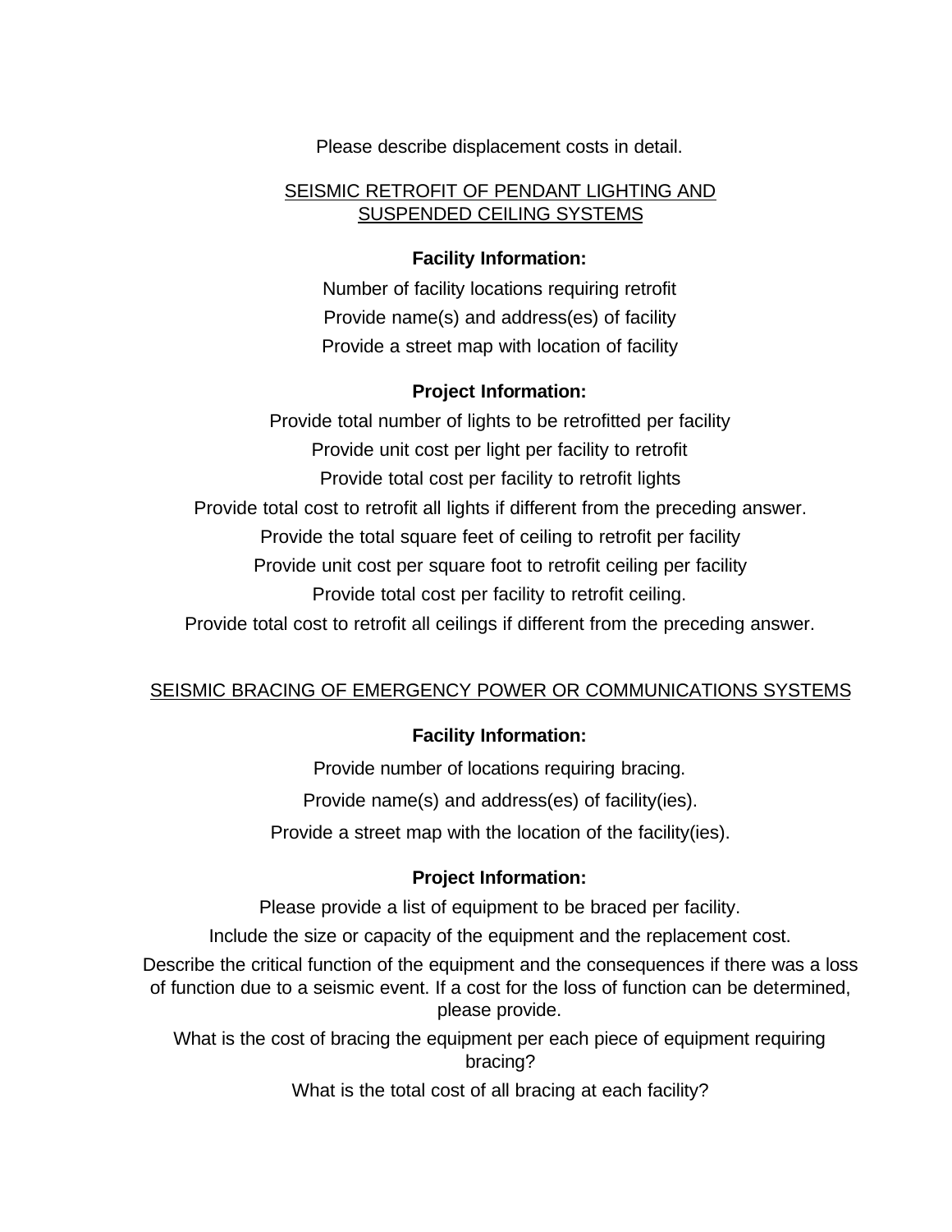Please describe displacement costs in detail.

## SEISMIC RETROFIT OF PENDANT LIGHTING AND SUSPENDED CEILING SYSTEMS

**Facility Information:**

Number of facility locations requiring retrofit

Provide name(s) and address(es) of facility

Provide a street map with location of facility

**Project Information:**

Provide total number of lights to be retrofitted per facility

Provide unit cost per light per facility to retrofit

Provide total cost per facility to retrofit lights

Provide total cost to retrofit all lights if different from the preceding answer.

Provide the total square feet of ceiling to retrofit per facility

Provide unit cost per square foot to retrofit ceiling per facility

Provide total cost per facility to retrofit ceiling.

Provide total cost to retrofit all ceilings if different from the preceding answer.

## SEISMIC BRACING OF EMERGENCY POWER OR COMMUNICATIONS SYSTEMS

**Facility Information:**

Provide number of locations requiring bracing.

Provide name(s) and address(es) of facility(ies).

Provide a street map with the location of the facility(ies).

**Project Information:**

Please provide a list of equipment to be braced per facility.

Include the size or capacity of the equipment and the replacement cost.

Describe the critical function of the equipment and the consequences if there was a loss of function due to a seismic event. If a cost for the loss of function can be determined, please provide.

What is the cost of bracing the equipment per each piece of equipment requiring bracing?

What is the total cost of all bracing at each facility?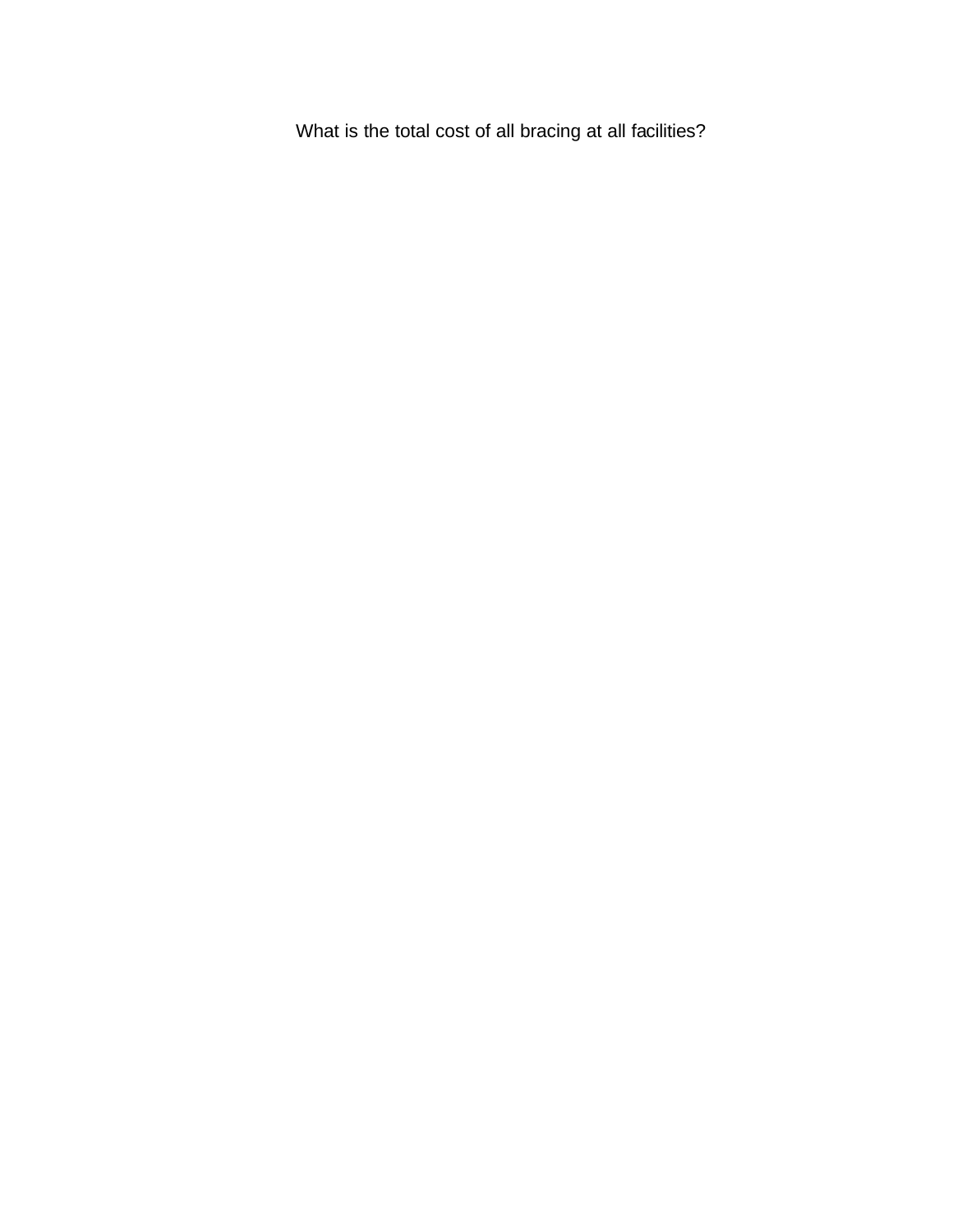What is the total cost of all bracing at all facilities?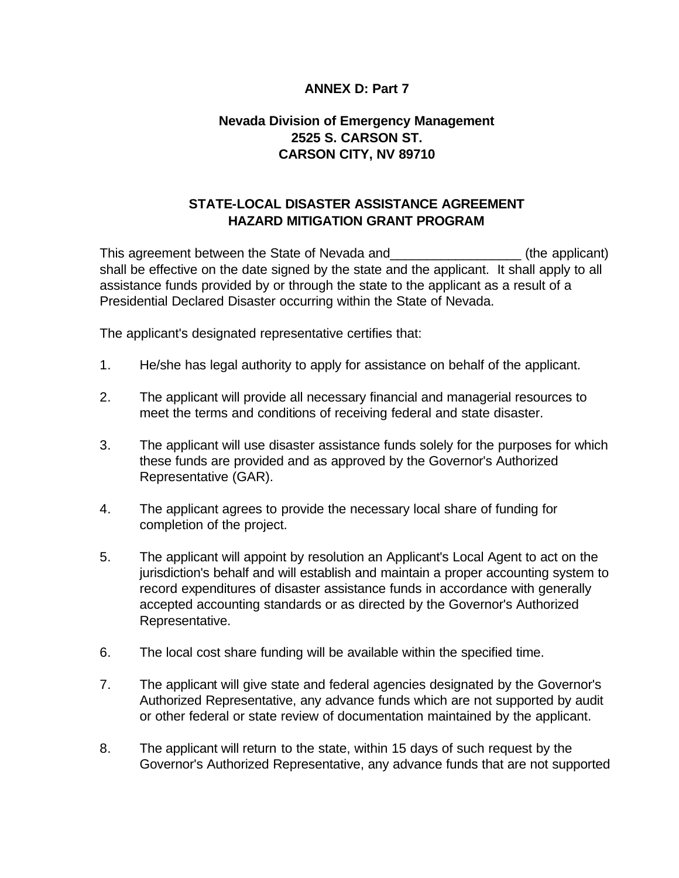**ANNEX D: Part 7**

**Nevada Division of Emergency Management**
**2525 S. CARSON ST.**
**CARSON CITY, NV 89710**

**STATE-LOCAL DISASTER ASSISTANCE AGREEMENT**
**HAZARD MITIGATION GRANT PROGRAM**

This agreement between the State of Nevada and__________________ (the applicant) shall be effective on the date signed by the state and the applicant. It shall apply to all assistance funds provided by or through the state to the applicant as a result of a Presidential Declared Disaster occurring within the State of Nevada.

The applicant's designated representative certifies that:

1. He/she has legal authority to apply for assistance on behalf of the applicant.

2. The applicant will provide all necessary financial and managerial resources to meet the terms and conditions of receiving federal and state disaster.

3. The applicant will use disaster assistance funds solely for the purposes for which these funds are provided and as approved by the Governor's Authorized Representative (GAR).

4. The applicant agrees to provide the necessary local share of funding for completion of the project.

5. The applicant will appoint by resolution an Applicant's Local Agent to act on the jurisdiction's behalf and will establish and maintain a proper accounting system to record expenditures of disaster assistance funds in accordance with generally accepted accounting standards or as directed by the Governor's Authorized Representative.

6. The local cost share funding will be available within the specified time.

7. The applicant will give state and federal agencies designated by the Governor's Authorized Representative, any advance funds which are not supported by audit or other federal or state review of documentation maintained by the applicant.

8. The applicant will return to the state, within 15 days of such request by the Governor's Authorized Representative, any advance funds that are not supported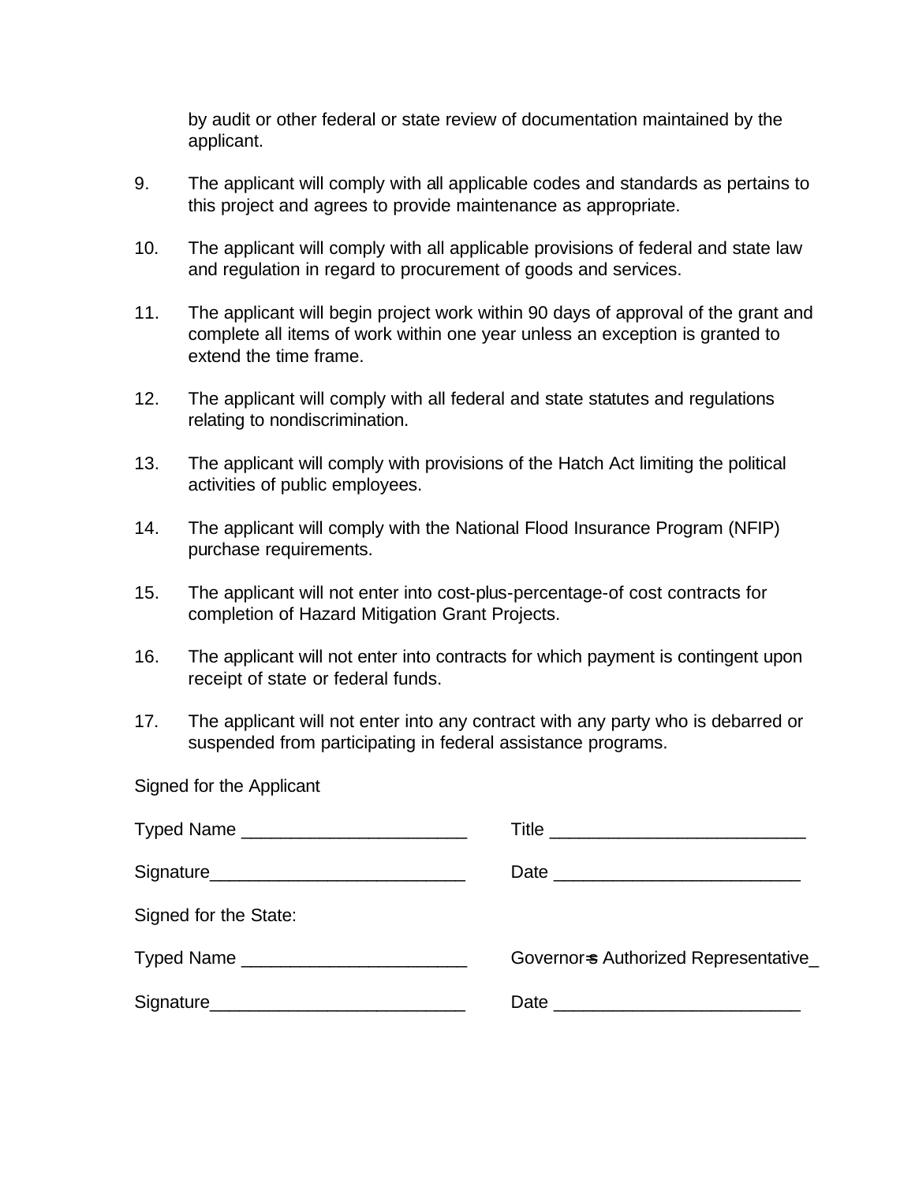by audit or other federal or state review of documentation maintained by the applicant.

9. The applicant will comply with all applicable codes and standards as pertains to this project and agrees to provide maintenance as appropriate.

10. The applicant will comply with all applicable provisions of federal and state law and regulation in regard to procurement of goods and services.

11. The applicant will begin project work within 90 days of approval of the grant and complete all items of work within one year unless an exception is granted to extend the time frame.

12. The applicant will comply with all federal and state statutes and regulations relating to nondiscrimination.

13. The applicant will comply with provisions of the Hatch Act limiting the political activities of public employees.

14. The applicant will comply with the National Flood Insurance Program (NFIP) purchase requirements.

15. The applicant will not enter into cost-plus-percentage-of cost contracts for completion of Hazard Mitigation Grant Projects.

16. The applicant will not enter into contracts for which payment is contingent upon receipt of state or federal funds.

17. The applicant will not enter into any contract with any party who is debarred or suspended from participating in federal assistance programs.

Signed for the Applicant

Typed Name ______________________ Title _________________________

Signature_________________________ Date ________________________

Signed for the State:

Typed Name ______________________ Governor=s Authorized Representative_

Signature_________________________ Date ________________________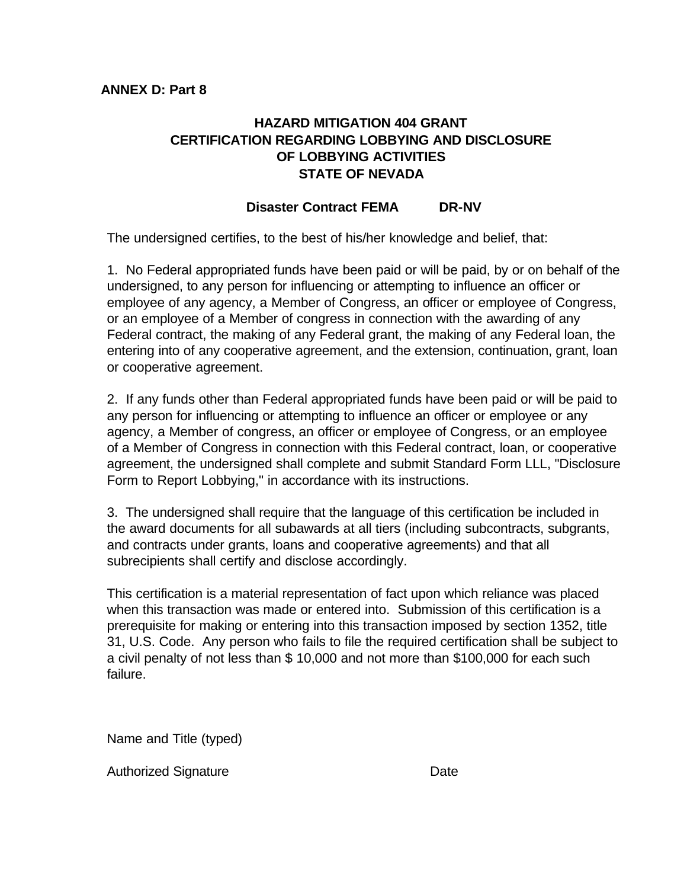**ANNEX D: Part 8**

**HAZARD MITIGATION 404 GRANT**
**CERTIFICATION REGARDING LOBBYING AND DISCLOSURE OF LOBBYING ACTIVITIES**
**STATE OF NEVADA**

**Disaster Contract FEMA DR-NV**

The undersigned certifies, to the best of his/her knowledge and belief, that:

1. No Federal appropriated funds have been paid or will be paid, by or on behalf of the undersigned, to any person for influencing or attempting to influence an officer or employee of any agency, a Member of Congress, an officer or employee of Congress, or an employee of a Member of congress in connection with the awarding of any Federal contract, the making of any Federal grant, the making of any Federal loan, the entering into of any cooperative agreement, and the extension, continuation, grant, loan or cooperative agreement.

2. If any funds other than Federal appropriated funds have been paid or will be paid to any person for influencing or attempting to influence an officer or employee or any agency, a Member of congress, an officer or employee of Congress, or an employee of a Member of Congress in connection with this Federal contract, loan, or cooperative agreement, the undersigned shall complete and submit Standard Form LLL, "Disclosure Form to Report Lobbying," in accordance with its instructions.

3. The undersigned shall require that the language of this certification be included in the award documents for all subawards at all tiers (including subcontracts, subgrants, and contracts under grants, loans and cooperative agreements) and that all subrecipients shall certify and disclose accordingly.

This certification is a material representation of fact upon which reliance was placed when this transaction was made or entered into. Submission of this certification is a prerequisite for making or entering into this transaction imposed by section 1352, title 31, U.S. Code. Any person who fails to file the required certification shall be subject to a civil penalty of not less than $ 10,000 and not more than $100,000 for each such failure.

Name and Title (typed)

Authorized Signature Date